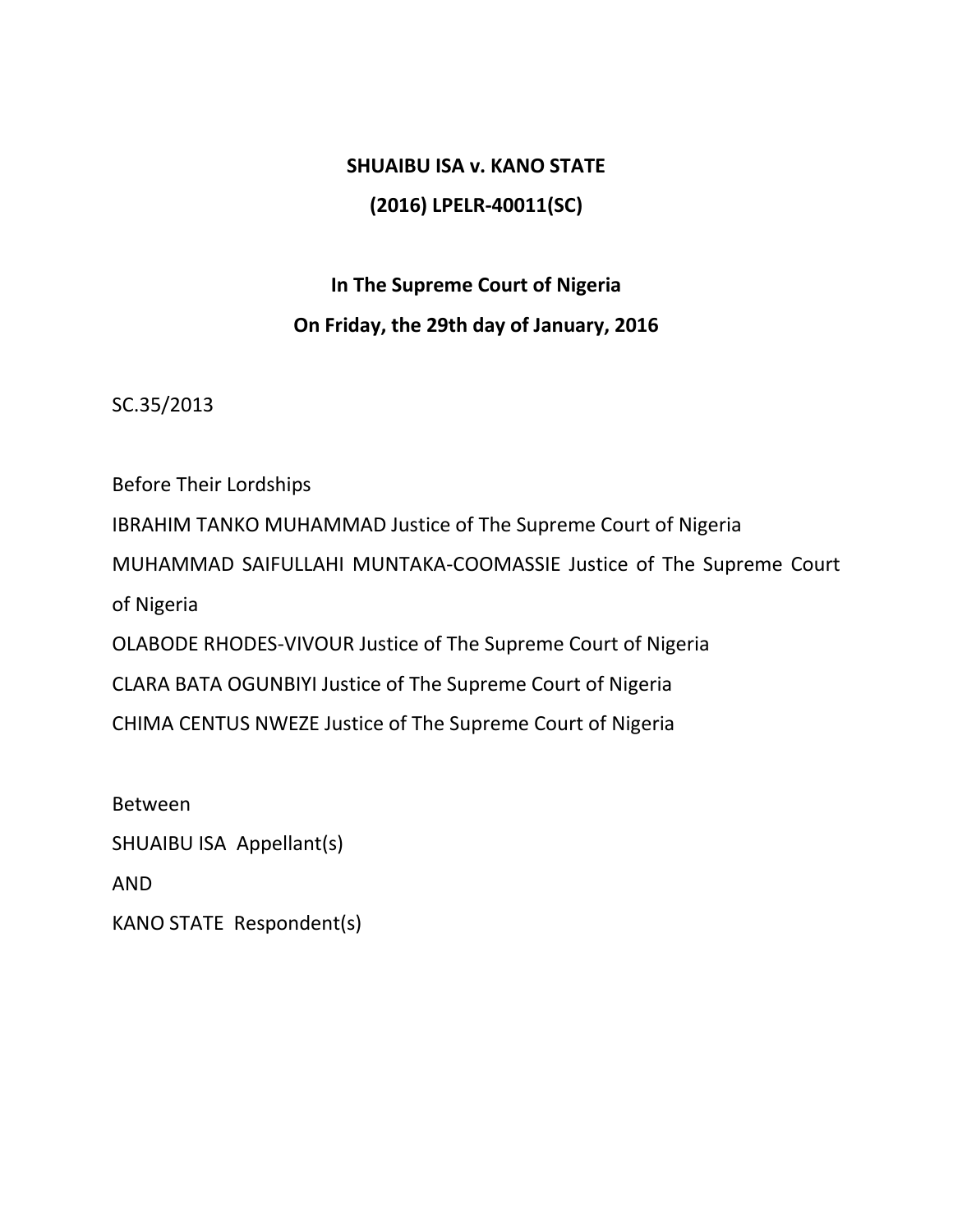**SHUAIBU ISA v. KANO STATE**

**(2016) LPELR-40011(SC)**

**In The Supreme Court of Nigeria**

**On Friday, the 29th day of January, 2016**

SC.35/2013

Before Their Lordships

IBRAHIM TANKO MUHAMMAD Justice of The Supreme Court of Nigeria

MUHAMMAD SAIFULLAHI MUNTAKA-COOMASSIE Justice of The Supreme Court of Nigeria

OLABODE RHODES-VIVOUR Justice of The Supreme Court of Nigeria

CLARA BATA OGUNBIYI Justice of The Supreme Court of Nigeria

CHIMA CENTUS NWEZE Justice of The Supreme Court of Nigeria

Between

SHUAIBU ISA Appellant(s)

AND

KANO STATE Respondent(s)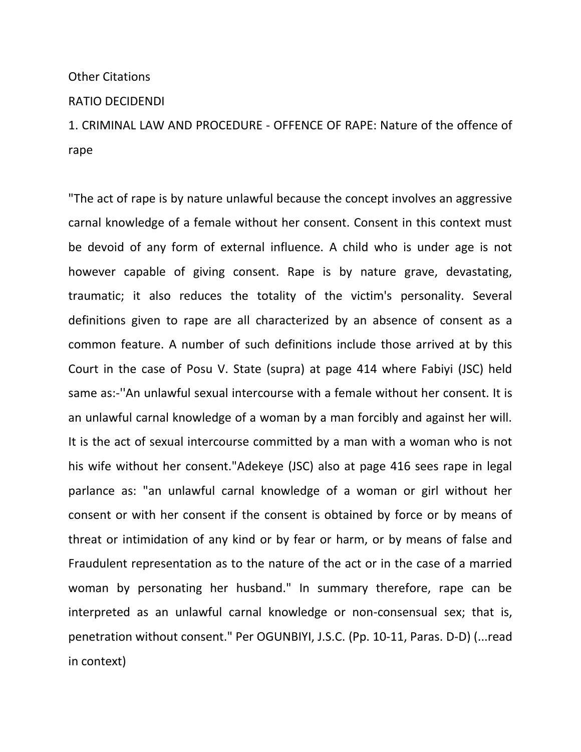Other Citations

RATIO DECIDENDI

1. CRIMINAL LAW AND PROCEDURE - OFFENCE OF RAPE: Nature of the offence of rape

"The act of rape is by nature unlawful because the concept involves an aggressive carnal knowledge of a female without her consent. Consent in this context must be devoid of any form of external influence. A child who is under age is not however capable of giving consent. Rape is by nature grave, devastating, traumatic; it also reduces the totality of the victim's personality. Several definitions given to rape are all characterized by an absence of consent as a common feature. A number of such definitions include those arrived at by this Court in the case of Posu V. State (supra) at page 414 where Fabiyi (JSC) held same as:-''An unlawful sexual intercourse with a female without her consent. It is an unlawful carnal knowledge of a woman by a man forcibly and against her will. It is the act of sexual intercourse committed by a man with a woman who is not his wife without her consent."Adekeye (JSC) also at page 416 sees rape in legal parlance as: "an unlawful carnal knowledge of a woman or girl without her consent or with her consent if the consent is obtained by force or by means of threat or intimidation of any kind or by fear or harm, or by means of false and Fraudulent representation as to the nature of the act or in the case of a married woman by personating her husband." In summary therefore, rape can be interpreted as an unlawful carnal knowledge or non-consensual sex; that is, penetration without consent." Per OGUNBIYI, J.S.C. (Pp. 10-11, Paras. D-D) (...read in context)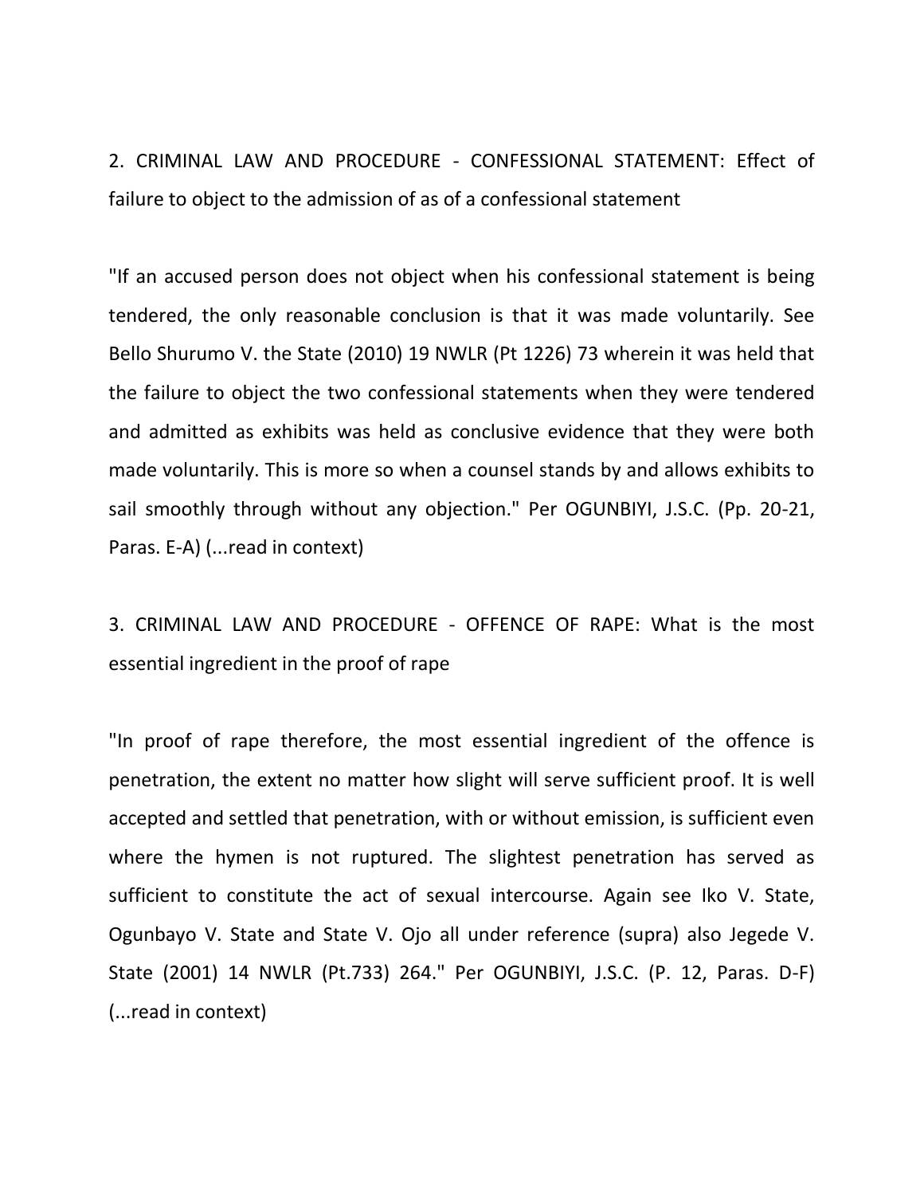2. CRIMINAL LAW AND PROCEDURE - CONFESSIONAL STATEMENT: Effect of failure to object to the admission of as of a confessional statement

"If an accused person does not object when his confessional statement is being tendered, the only reasonable conclusion is that it was made voluntarily. See Bello Shurumo V. the State (2010) 19 NWLR (Pt 1226) 73 wherein it was held that the failure to object the two confessional statements when they were tendered and admitted as exhibits was held as conclusive evidence that they were both made voluntarily. This is more so when a counsel stands by and allows exhibits to sail smoothly through without any objection." Per OGUNBIYI, J.S.C. (Pp. 20-21, Paras. E-A) (...read in context)

3. CRIMINAL LAW AND PROCEDURE - OFFENCE OF RAPE: What is the most essential ingredient in the proof of rape

"In proof of rape therefore, the most essential ingredient of the offence is penetration, the extent no matter how slight will serve sufficient proof. It is well accepted and settled that penetration, with or without emission, is sufficient even where the hymen is not ruptured. The slightest penetration has served as sufficient to constitute the act of sexual intercourse. Again see Iko V. State, Ogunbayo V. State and State V. Ojo all under reference (supra) also Jegede V. State (2001) 14 NWLR (Pt.733) 264." Per OGUNBIYI, J.S.C. (P. 12, Paras. D-F) (...read in context)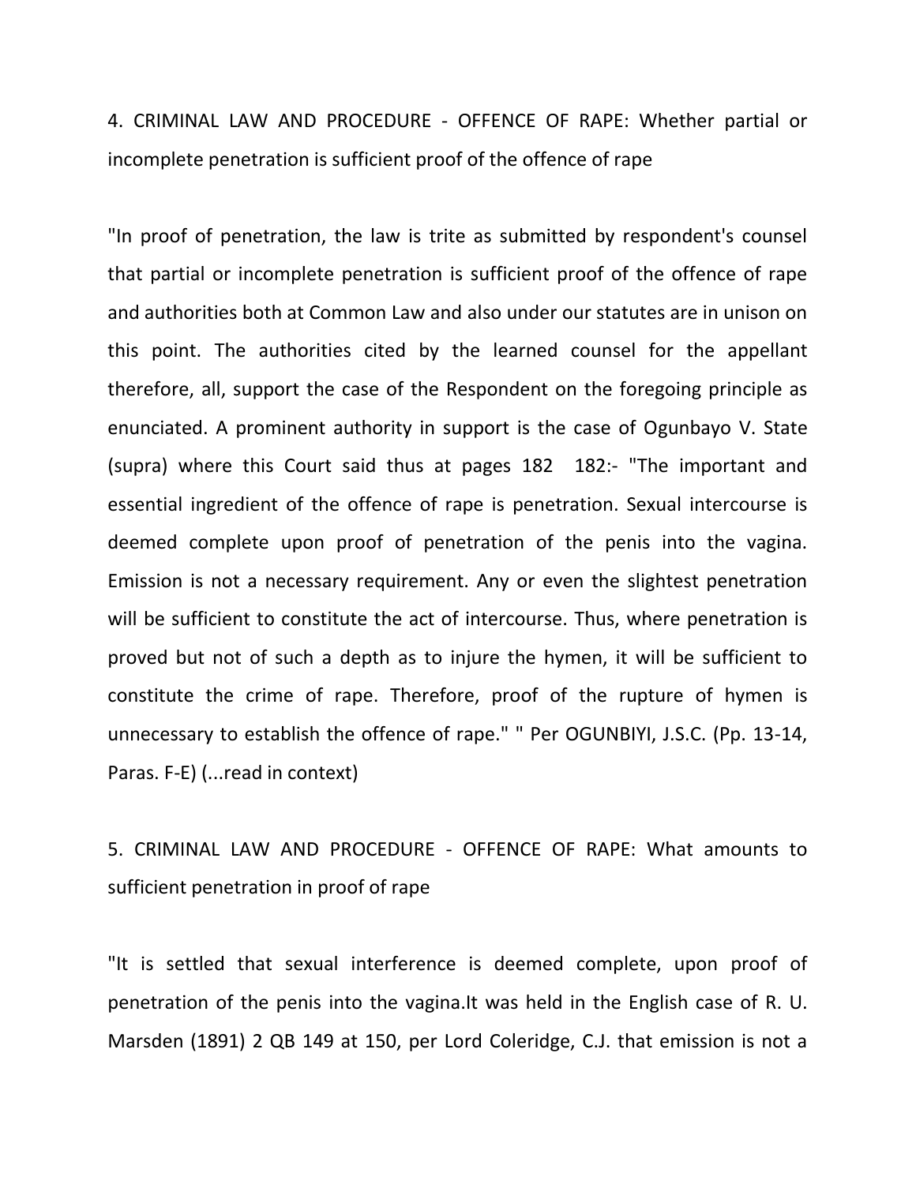4. CRIMINAL LAW AND PROCEDURE - OFFENCE OF RAPE: Whether partial or incomplete penetration is sufficient proof of the offence of rape

"In proof of penetration, the law is trite as submitted by respondent's counsel that partial or incomplete penetration is sufficient proof of the offence of rape and authorities both at Common Law and also under our statutes are in unison on this point. The authorities cited by the learned counsel for the appellant therefore, all, support the case of the Respondent on the foregoing principle as enunciated. A prominent authority in support is the case of Ogunbayo V. State (supra) where this Court said thus at pages 182  182:- "The important and essential ingredient of the offence of rape is penetration. Sexual intercourse is deemed complete upon proof of penetration of the penis into the vagina. Emission is not a necessary requirement. Any or even the slightest penetration will be sufficient to constitute the act of intercourse. Thus, where penetration is proved but not of such a depth as to injure the hymen, it will be sufficient to constitute the crime of rape. Therefore, proof of the rupture of hymen is unnecessary to establish the offence of rape." " Per OGUNBIYI, J.S.C. (Pp. 13-14, Paras. F-E) (...read in context)

5. CRIMINAL LAW AND PROCEDURE - OFFENCE OF RAPE: What amounts to sufficient penetration in proof of rape

"It is settled that sexual interference is deemed complete, upon proof of penetration of the penis into the vagina.It was held in the English case of R. U. Marsden (1891) 2 QB 149 at 150, per Lord Coleridge, C.J. that emission is not a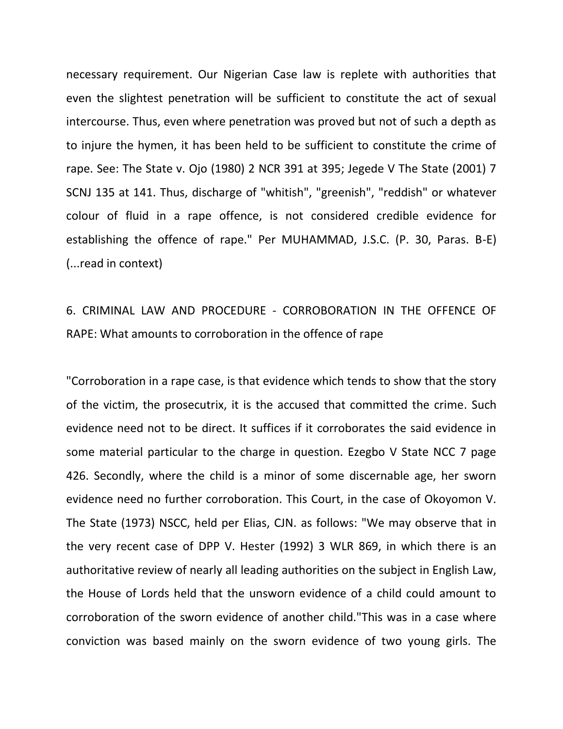necessary requirement. Our Nigerian Case law is replete with authorities that even the slightest penetration will be sufficient to constitute the act of sexual intercourse. Thus, even where penetration was proved but not of such a depth as to injure the hymen, it has been held to be sufficient to constitute the crime of rape. See: The State v. Ojo (1980) 2 NCR 391 at 395; Jegede V The State (2001) 7 SCNJ 135 at 141. Thus, discharge of "whitish", "greenish", "reddish" or whatever colour of fluid in a rape offence, is not considered credible evidence for establishing the offence of rape." Per MUHAMMAD, J.S.C. (P. 30, Paras. B-E) (...read in context)

6. CRIMINAL LAW AND PROCEDURE - CORROBORATION IN THE OFFENCE OF RAPE: What amounts to corroboration in the offence of rape

"Corroboration in a rape case, is that evidence which tends to show that the story of the victim, the prosecutrix, it is the accused that committed the crime. Such evidence need not to be direct. It suffices if it corroborates the said evidence in some material particular to the charge in question. Ezegbo V State NCC 7 page 426. Secondly, where the child is a minor of some discernable age, her sworn evidence need no further corroboration. This Court, in the case of Okoyomon V. The State (1973) NSCC, held per Elias, CJN. as follows: "We may observe that in the very recent case of DPP V. Hester (1992) 3 WLR 869, in which there is an authoritative review of nearly all leading authorities on the subject in English Law, the House of Lords held that the unsworn evidence of a child could amount to corroboration of the sworn evidence of another child."This was in a case where conviction was based mainly on the sworn evidence of two young girls. The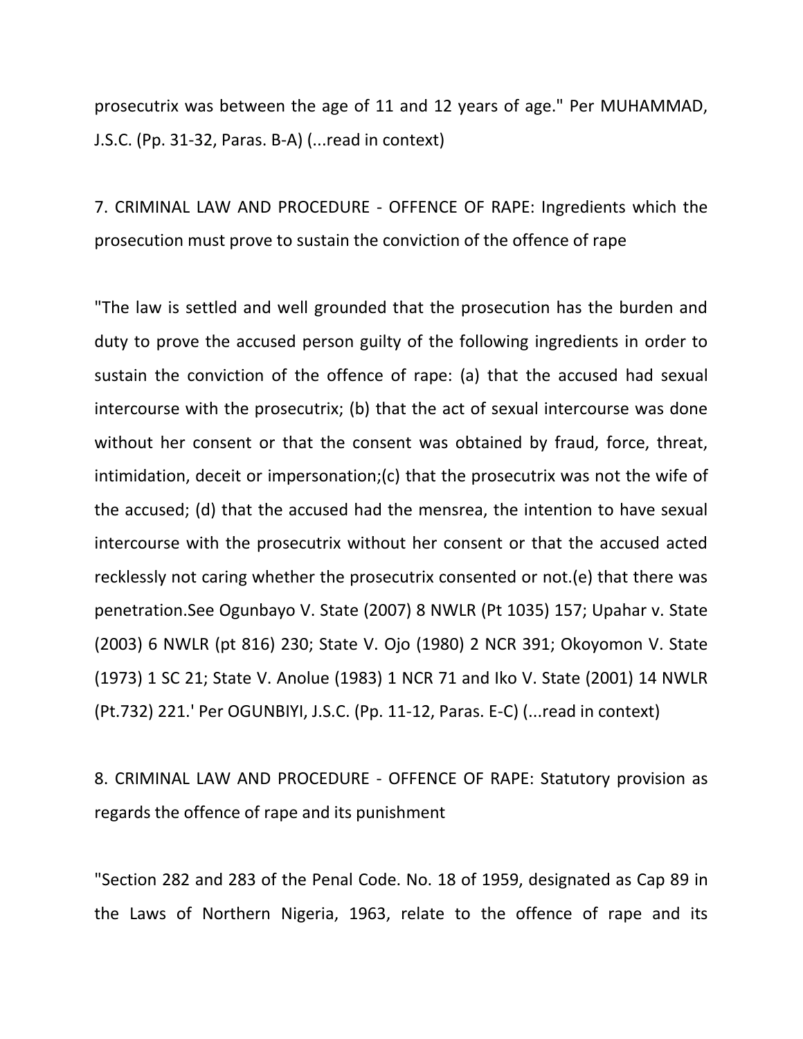prosecutrix was between the age of 11 and 12 years of age." Per MUHAMMAD, J.S.C. (Pp. 31-32, Paras. B-A) (...read in context)

7. CRIMINAL LAW AND PROCEDURE - OFFENCE OF RAPE: Ingredients which the prosecution must prove to sustain the conviction of the offence of rape

"The law is settled and well grounded that the prosecution has the burden and duty to prove the accused person guilty of the following ingredients in order to sustain the conviction of the offence of rape: (a) that the accused had sexual intercourse with the prosecutrix; (b) that the act of sexual intercourse was done without her consent or that the consent was obtained by fraud, force, threat, intimidation, deceit or impersonation;(c) that the prosecutrix was not the wife of the accused; (d) that the accused had the mensrea, the intention to have sexual intercourse with the prosecutrix without her consent or that the accused acted recklessly not caring whether the prosecutrix consented or not.(e) that there was penetration.See Ogunbayo V. State (2007) 8 NWLR (Pt 1035) 157; Upahar v. State (2003) 6 NWLR (pt 816) 230; State V. Ojo (1980) 2 NCR 391; Okoyomon V. State (1973) 1 SC 21; State V. Anolue (1983) 1 NCR 71 and Iko V. State (2001) 14 NWLR (Pt.732) 221.' Per OGUNBIYI, J.S.C. (Pp. 11-12, Paras. E-C) (...read in context)

8. CRIMINAL LAW AND PROCEDURE - OFFENCE OF RAPE: Statutory provision as regards the offence of rape and its punishment

"Section 282 and 283 of the Penal Code. No. 18 of 1959, designated as Cap 89 in the Laws of Northern Nigeria, 1963, relate to the offence of rape and its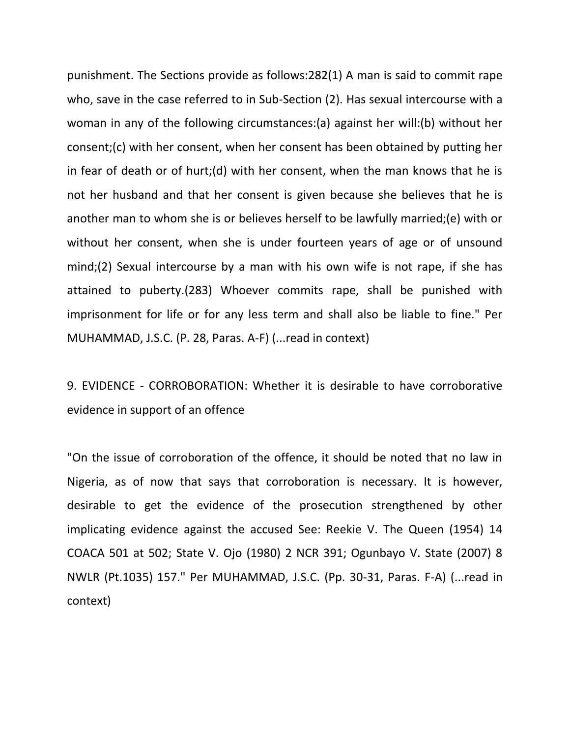punishment. The Sections provide as follows:282(1) A man is said to commit rape who, save in the case referred to in Sub-Section (2). Has sexual intercourse with a woman in any of the following circumstances:(a) against her will:(b) without her consent;(c) with her consent, when her consent has been obtained by putting her in fear of death or of hurt;(d) with her consent, when the man knows that he is not her husband and that her consent is given because she believes that he is another man to whom she is or believes herself to be lawfully married;(e) with or without her consent, when she is under fourteen years of age or of unsound mind;(2) Sexual intercourse by a man with his own wife is not rape, if she has attained to puberty.(283) Whoever commits rape, shall be punished with imprisonment for life or for any less term and shall also be liable to fine." Per MUHAMMAD, J.S.C. (P. 28, Paras. A-F) (...read in context)

9. EVIDENCE - CORROBORATION: Whether it is desirable to have corroborative evidence in support of an offence

"On the issue of corroboration of the offence, it should be noted that no law in Nigeria, as of now that says that corroboration is necessary. It is however, desirable to get the evidence of the prosecution strengthened by other implicating evidence against the accused See: Reekie V. The Queen (1954) 14 COACA 501 at 502; State V. Ojo (1980) 2 NCR 391; Ogunbayo V. State (2007) 8 NWLR (Pt.1035) 157." Per MUHAMMAD, J.S.C. (Pp. 30-31, Paras. F-A) (...read in context)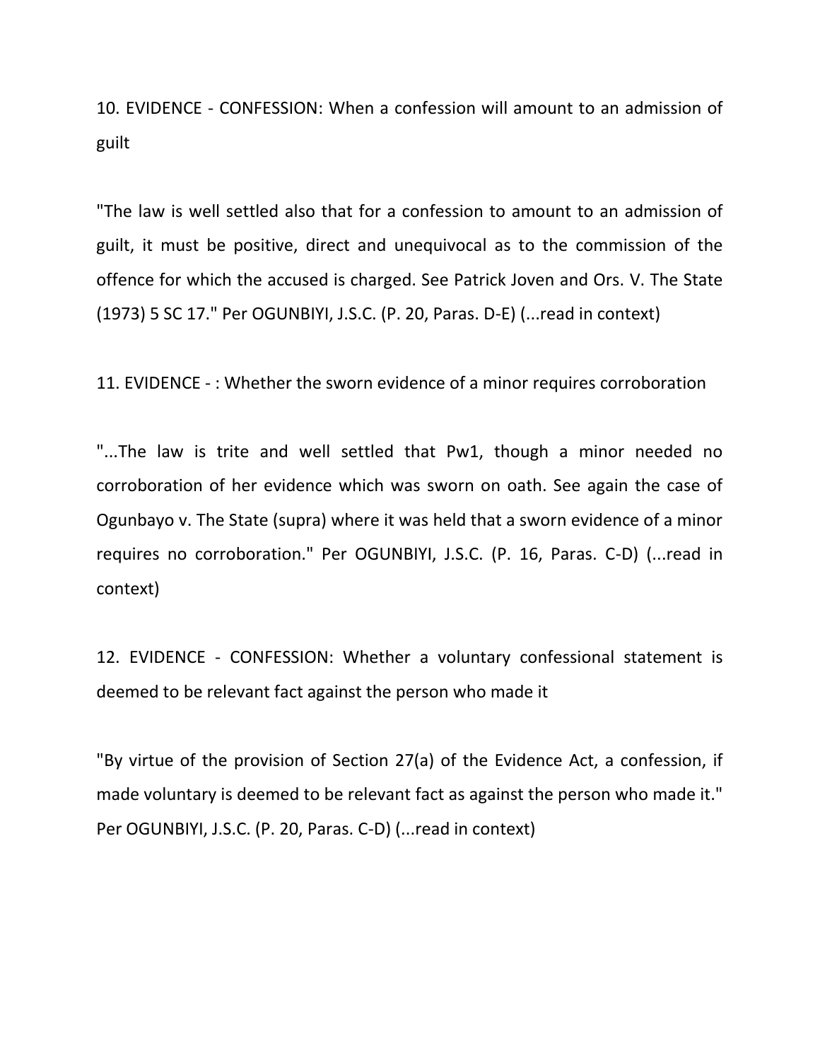10. EVIDENCE - CONFESSION: When a confession will amount to an admission of guilt

"The law is well settled also that for a confession to amount to an admission of guilt, it must be positive, direct and unequivocal as to the commission of the offence for which the accused is charged. See Patrick Joven and Ors. V. The State (1973) 5 SC 17." Per OGUNBIYI, J.S.C. (P. 20, Paras. D-E) (...read in context)

11. EVIDENCE - : Whether the sworn evidence of a minor requires corroboration

"...The law is trite and well settled that Pw1, though a minor needed no corroboration of her evidence which was sworn on oath. See again the case of Ogunbayo v. The State (supra) where it was held that a sworn evidence of a minor requires no corroboration." Per OGUNBIYI, J.S.C. (P. 16, Paras. C-D) (...read in context)

12. EVIDENCE - CONFESSION: Whether a voluntary confessional statement is deemed to be relevant fact against the person who made it

"By virtue of the provision of Section 27(a) of the Evidence Act, a confession, if made voluntary is deemed to be relevant fact as against the person who made it." Per OGUNBIYI, J.S.C. (P. 20, Paras. C-D) (...read in context)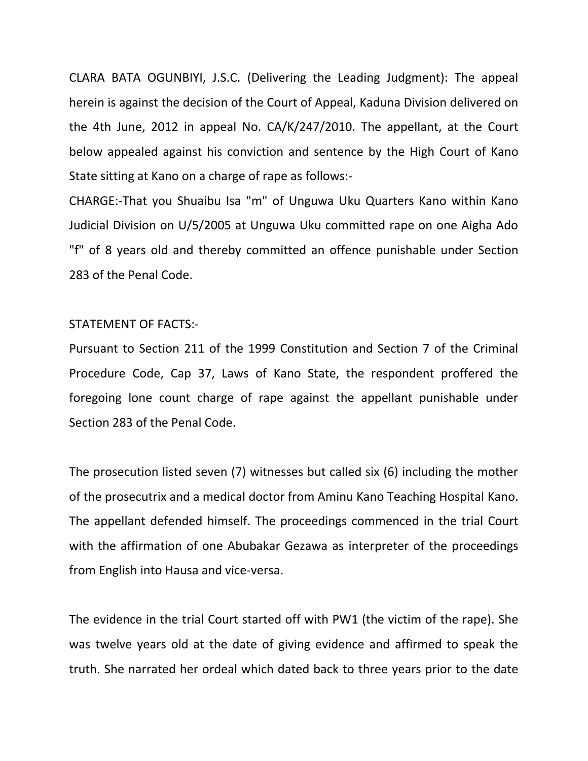CLARA BATA OGUNBIYI, J.S.C. (Delivering the Leading Judgment): The appeal herein is against the decision of the Court of Appeal, Kaduna Division delivered on the 4th June, 2012 in appeal No. CA/K/247/2010. The appellant, at the Court below appealed against his conviction and sentence by the High Court of Kano State sitting at Kano on a charge of rape as follows:-

CHARGE:-That you Shuaibu Isa "m" of Unguwa Uku Quarters Kano within Kano Judicial Division on U/5/2005 at Unguwa Uku committed rape on one Aigha Ado "f" of 8 years old and thereby committed an offence punishable under Section 283 of the Penal Code.

STATEMENT OF FACTS:-

Pursuant to Section 211 of the 1999 Constitution and Section 7 of the Criminal Procedure Code, Cap 37, Laws of Kano State, the respondent proffered the foregoing lone count charge of rape against the appellant punishable under Section 283 of the Penal Code.

The prosecution listed seven (7) witnesses but called six (6) including the mother of the prosecutrix and a medical doctor from Aminu Kano Teaching Hospital Kano. The appellant defended himself. The proceedings commenced in the trial Court with the affirmation of one Abubakar Gezawa as interpreter of the proceedings from English into Hausa and vice-versa.

The evidence in the trial Court started off with PW1 (the victim of the rape). She was twelve years old at the date of giving evidence and affirmed to speak the truth. She narrated her ordeal which dated back to three years prior to the date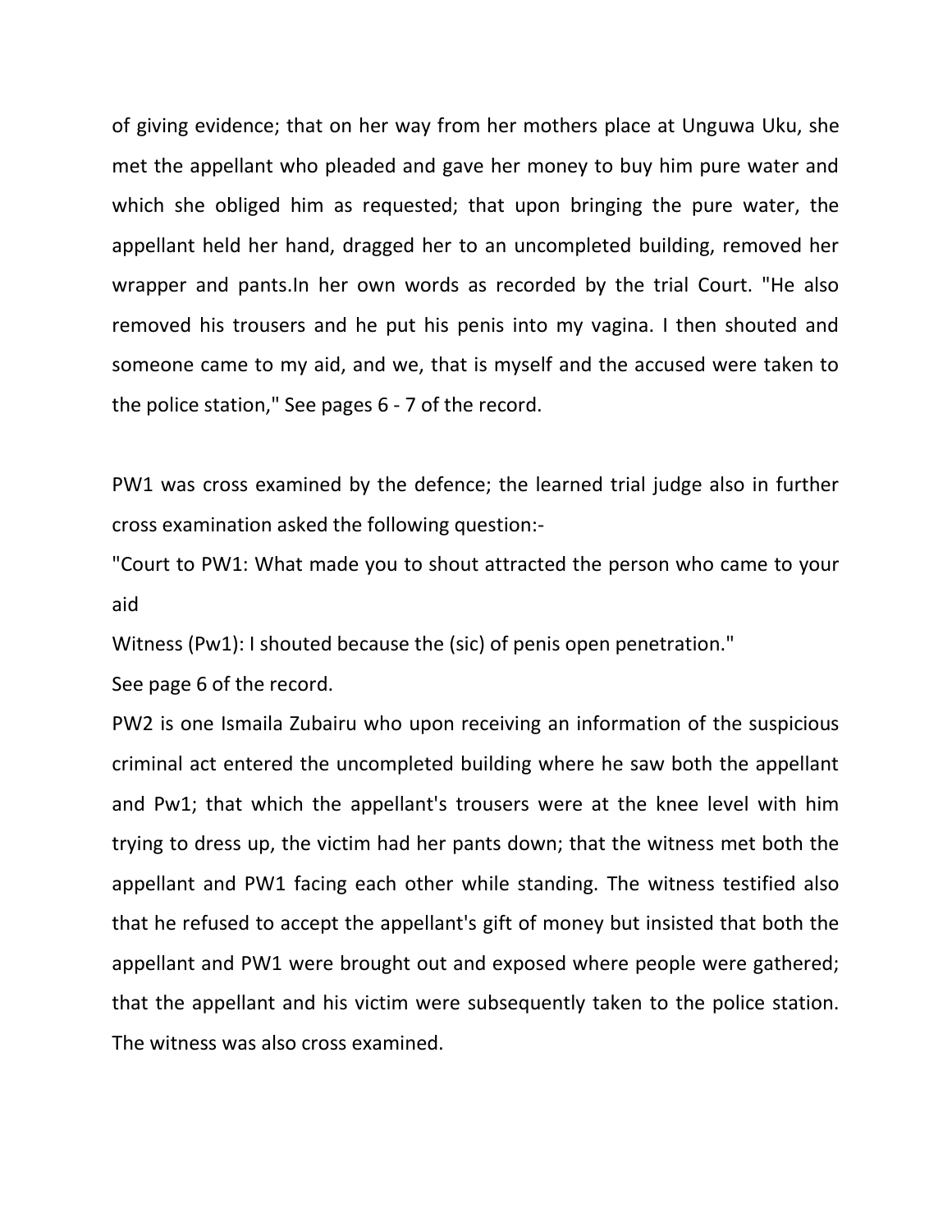of giving evidence; that on her way from her mothers place at Unguwa Uku, she met the appellant who pleaded and gave her money to buy him pure water and which she obliged him as requested; that upon bringing the pure water, the appellant held her hand, dragged her to an uncompleted building, removed her wrapper and pants.In her own words as recorded by the trial Court. "He also removed his trousers and he put his penis into my vagina. I then shouted and someone came to my aid, and we, that is myself and the accused were taken to the police station," See pages 6 - 7 of the record.

PW1 was cross examined by the defence; the learned trial judge also in further cross examination asked the following question:-

"Court to PW1: What made you to shout attracted the person who came to your aid

Witness (Pw1): I shouted because the (sic) of penis open penetration."

See page 6 of the record.

PW2 is one Ismaila Zubairu who upon receiving an information of the suspicious criminal act entered the uncompleted building where he saw both the appellant and Pw1; that which the appellant's trousers were at the knee level with him trying to dress up, the victim had her pants down; that the witness met both the appellant and PW1 facing each other while standing. The witness testified also that he refused to accept the appellant's gift of money but insisted that both the appellant and PW1 were brought out and exposed where people were gathered; that the appellant and his victim were subsequently taken to the police station. The witness was also cross examined.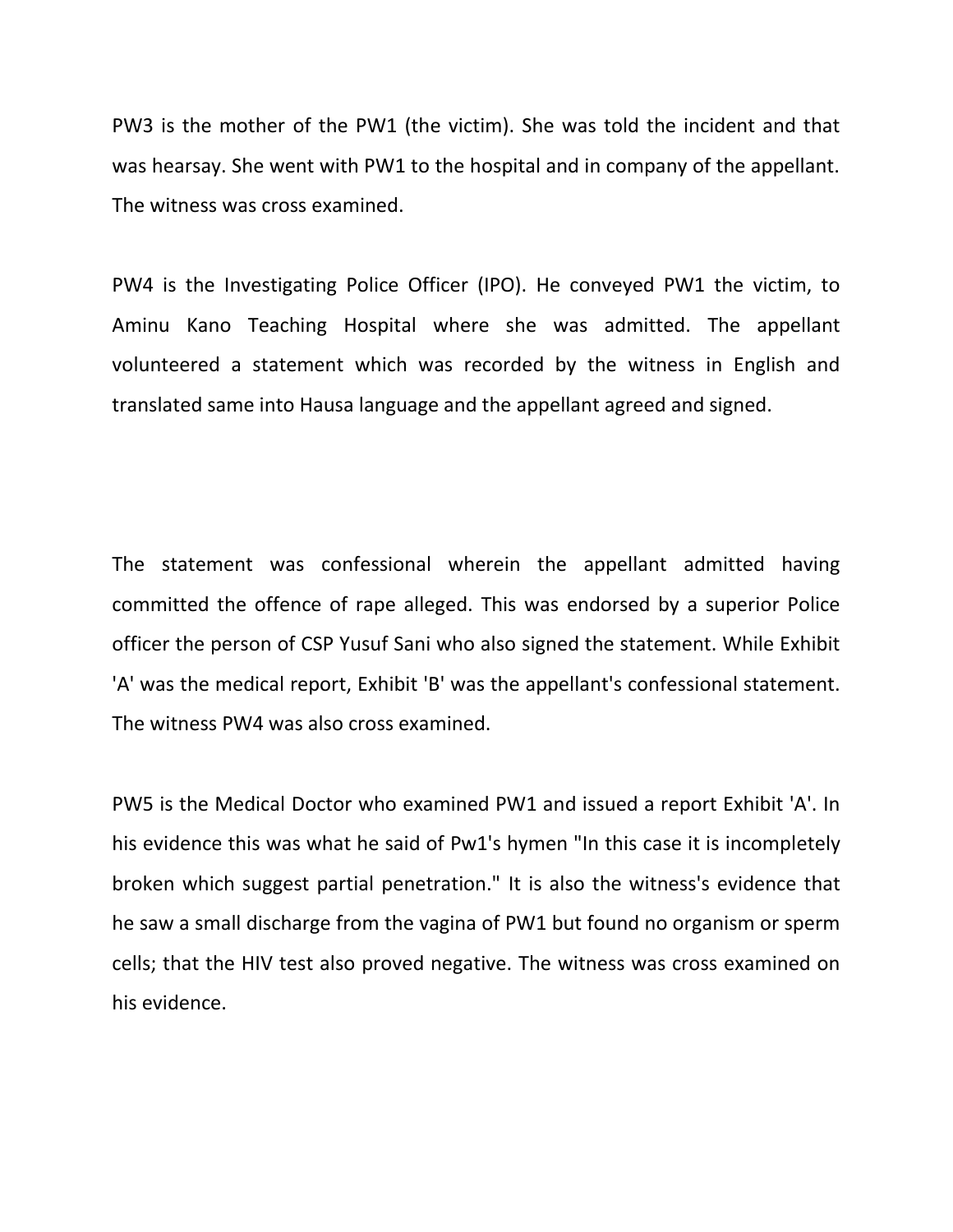PW3 is the mother of the PW1 (the victim). She was told the incident and that was hearsay. She went with PW1 to the hospital and in company of the appellant. The witness was cross examined.

PW4 is the Investigating Police Officer (IPO). He conveyed PW1 the victim, to Aminu Kano Teaching Hospital where she was admitted. The appellant volunteered a statement which was recorded by the witness in English and translated same into Hausa language and the appellant agreed and signed.

The statement was confessional wherein the appellant admitted having committed the offence of rape alleged. This was endorsed by a superior Police officer the person of CSP Yusuf Sani who also signed the statement. While Exhibit 'A' was the medical report, Exhibit 'B' was the appellant's confessional statement. The witness PW4 was also cross examined.

PW5 is the Medical Doctor who examined PW1 and issued a report Exhibit 'A'. In his evidence this was what he said of Pw1's hymen "In this case it is incompletely broken which suggest partial penetration." It is also the witness's evidence that he saw a small discharge from the vagina of PW1 but found no organism or sperm cells; that the HIV test also proved negative. The witness was cross examined on his evidence.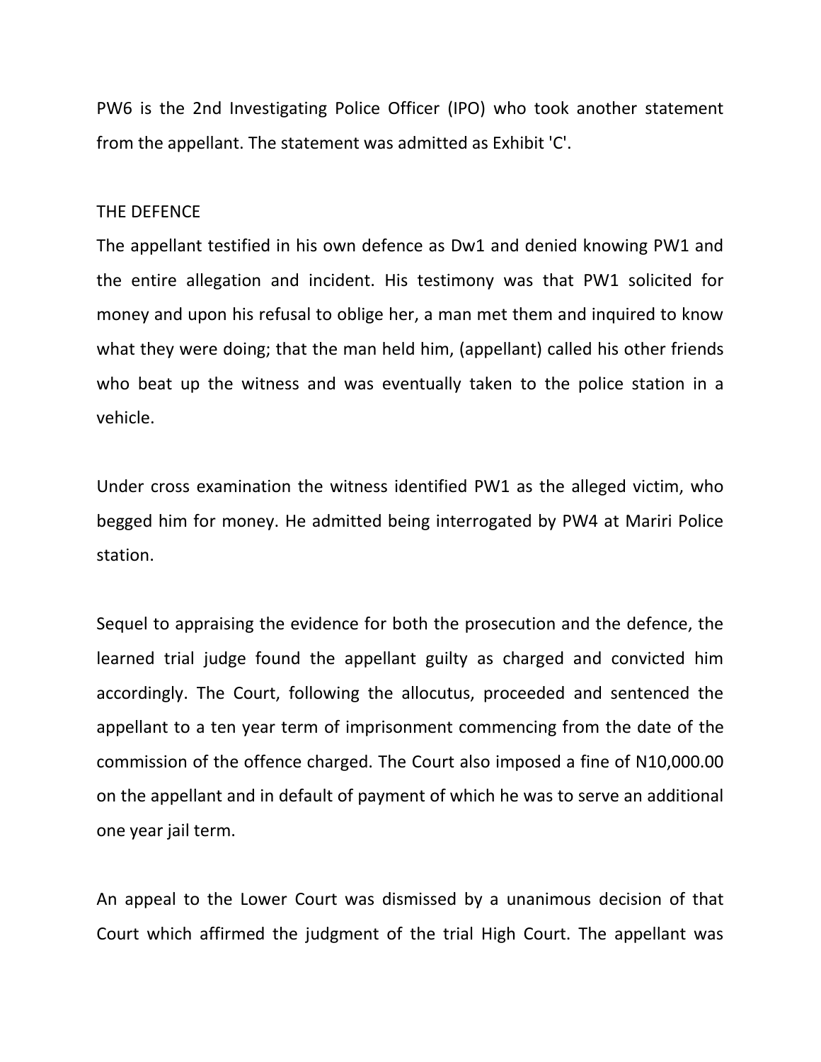PW6 is the 2nd Investigating Police Officer (IPO) who took another statement from the appellant. The statement was admitted as Exhibit 'C'.

THE DEFENCE

The appellant testified in his own defence as Dw1 and denied knowing PW1 and the entire allegation and incident. His testimony was that PW1 solicited for money and upon his refusal to oblige her, a man met them and inquired to know what they were doing; that the man held him, (appellant) called his other friends who beat up the witness and was eventually taken to the police station in a vehicle.

Under cross examination the witness identified PW1 as the alleged victim, who begged him for money. He admitted being interrogated by PW4 at Mariri Police station.

Sequel to appraising the evidence for both the prosecution and the defence, the learned trial judge found the appellant guilty as charged and convicted him accordingly. The Court, following the allocutus, proceeded and sentenced the appellant to a ten year term of imprisonment commencing from the date of the commission of the offence charged. The Court also imposed a fine of N10,000.00 on the appellant and in default of payment of which he was to serve an additional one year jail term.

An appeal to the Lower Court was dismissed by a unanimous decision of that Court which affirmed the judgment of the trial High Court. The appellant was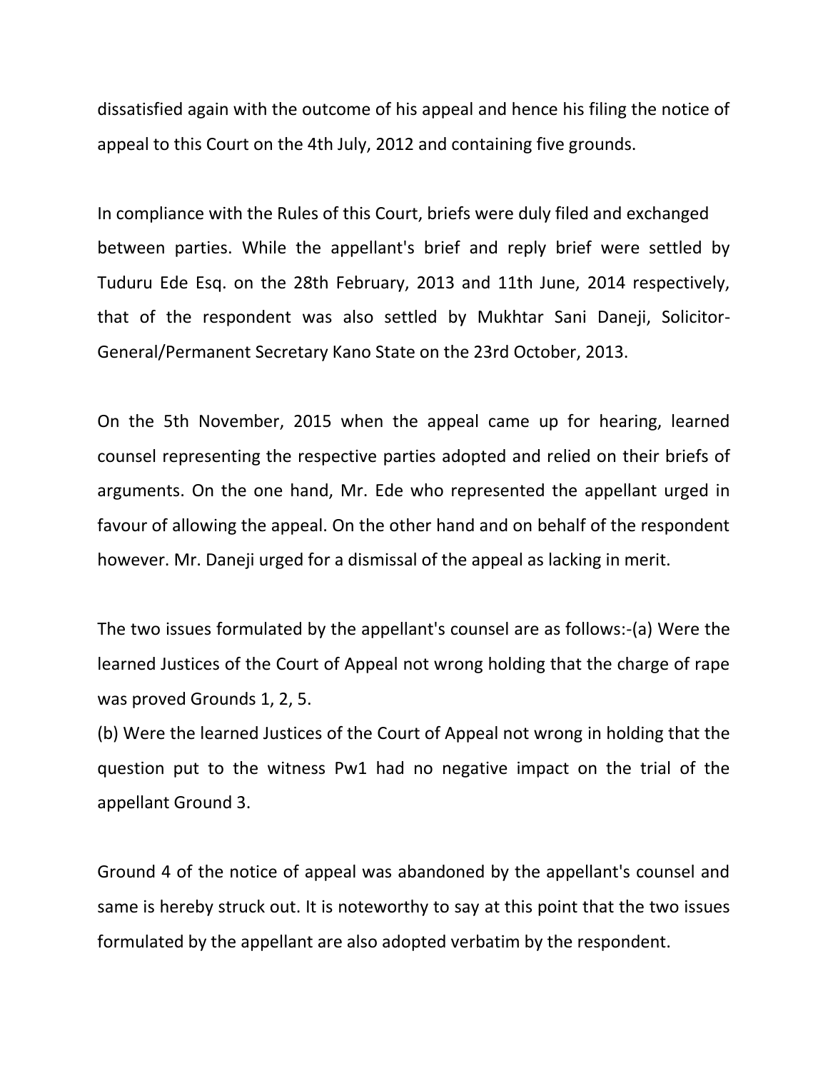dissatisfied again with the outcome of his appeal and hence his filing the notice of appeal to this Court on the 4th July, 2012 and containing five grounds.

In compliance with the Rules of this Court, briefs were duly filed and exchanged between parties. While the appellant's brief and reply brief were settled by Tuduru Ede Esq. on the 28th February, 2013 and 11th June, 2014 respectively, that of the respondent was also settled by Mukhtar Sani Daneji, Solicitor-General/Permanent Secretary Kano State on the 23rd October, 2013.

On the 5th November, 2015 when the appeal came up for hearing, learned counsel representing the respective parties adopted and relied on their briefs of arguments. On the one hand, Mr. Ede who represented the appellant urged in favour of allowing the appeal. On the other hand and on behalf of the respondent however. Mr. Daneji urged for a dismissal of the appeal as lacking in merit.

The two issues formulated by the appellant's counsel are as follows:-(a) Were the learned Justices of the Court of Appeal not wrong holding that the charge of rape was proved Grounds 1, 2, 5.
(b) Were the learned Justices of the Court of Appeal not wrong in holding that the question put to the witness Pw1 had no negative impact on the trial of the appellant Ground 3.

Ground 4 of the notice of appeal was abandoned by the appellant's counsel and same is hereby struck out. It is noteworthy to say at this point that the two issues formulated by the appellant are also adopted verbatim by the respondent.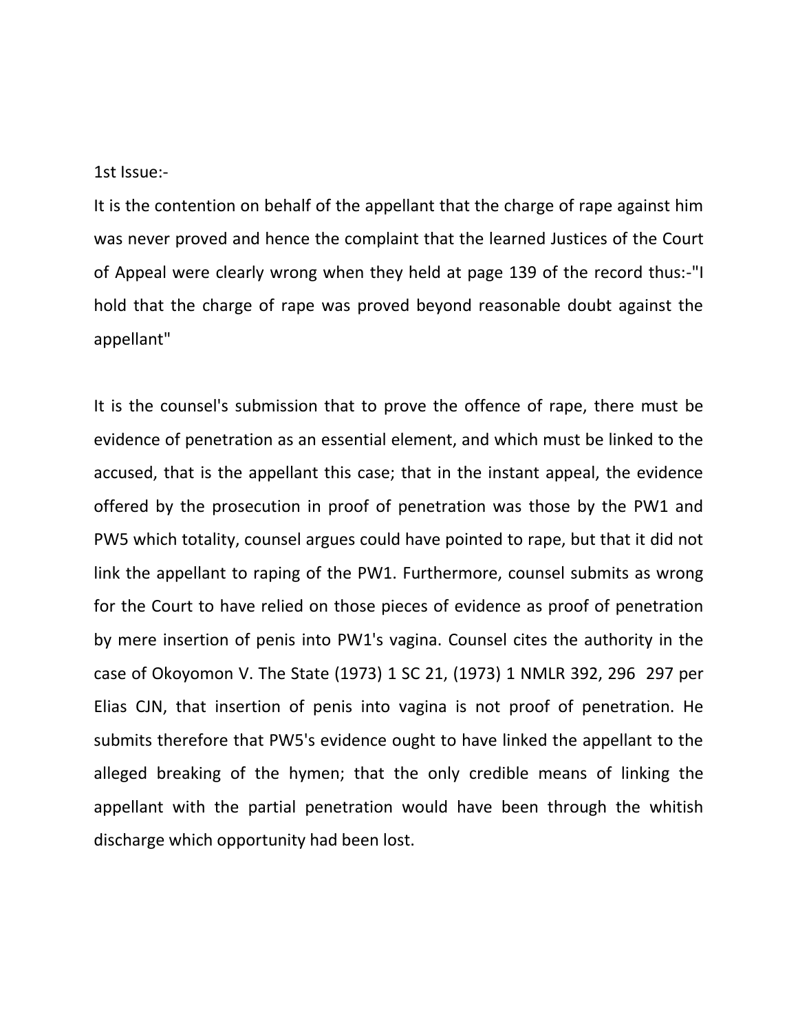1st Issue:-

It is the contention on behalf of the appellant that the charge of rape against him was never proved and hence the complaint that the learned Justices of the Court of Appeal were clearly wrong when they held at page 139 of the record thus:-"I hold that the charge of rape was proved beyond reasonable doubt against the appellant"

It is the counsel's submission that to prove the offence of rape, there must be evidence of penetration as an essential element, and which must be linked to the accused, that is the appellant this case; that in the instant appeal, the evidence offered by the prosecution in proof of penetration was those by the PW1 and PW5 which totality, counsel argues could have pointed to rape, but that it did not link the appellant to raping of the PW1. Furthermore, counsel submits as wrong for the Court to have relied on those pieces of evidence as proof of penetration by mere insertion of penis into PW1's vagina. Counsel cites the authority in the case of Okoyomon V. The State (1973) 1 SC 21, (1973) 1 NMLR 392, 296 297 per Elias CJN, that insertion of penis into vagina is not proof of penetration. He submits therefore that PW5's evidence ought to have linked the appellant to the alleged breaking of the hymen; that the only credible means of linking the appellant with the partial penetration would have been through the whitish discharge which opportunity had been lost.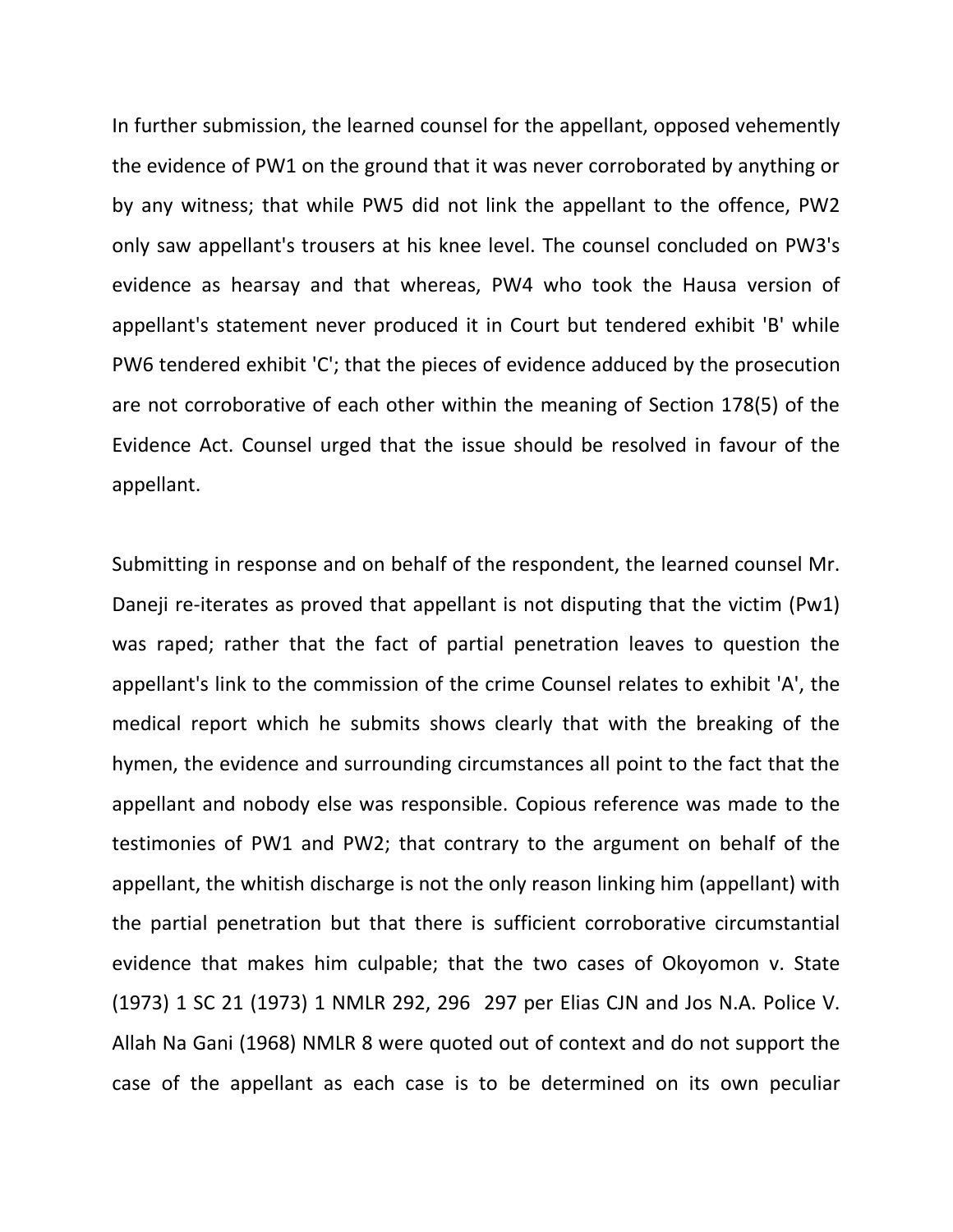In further submission, the learned counsel for the appellant, opposed vehemently the evidence of PW1 on the ground that it was never corroborated by anything or by any witness; that while PW5 did not link the appellant to the offence, PW2 only saw appellant's trousers at his knee level. The counsel concluded on PW3's evidence as hearsay and that whereas, PW4 who took the Hausa version of appellant's statement never produced it in Court but tendered exhibit 'B' while PW6 tendered exhibit 'C'; that the pieces of evidence adduced by the prosecution are not corroborative of each other within the meaning of Section 178(5) of the Evidence Act. Counsel urged that the issue should be resolved in favour of the appellant.

Submitting in response and on behalf of the respondent, the learned counsel Mr. Daneji re-iterates as proved that appellant is not disputing that the victim (Pw1) was raped; rather that the fact of partial penetration leaves to question the appellant's link to the commission of the crime Counsel relates to exhibit 'A', the medical report which he submits shows clearly that with the breaking of the hymen, the evidence and surrounding circumstances all point to the fact that the appellant and nobody else was responsible. Copious reference was made to the testimonies of PW1 and PW2; that contrary to the argument on behalf of the appellant, the whitish discharge is not the only reason linking him (appellant) with the partial penetration but that there is sufficient corroborative circumstantial evidence that makes him culpable; that the two cases of Okoyomon v. State (1973) 1 SC 21 (1973) 1 NMLR 292, 296 297 per Elias CJN and Jos N.A. Police V. Allah Na Gani (1968) NMLR 8 were quoted out of context and do not support the case of the appellant as each case is to be determined on its own peculiar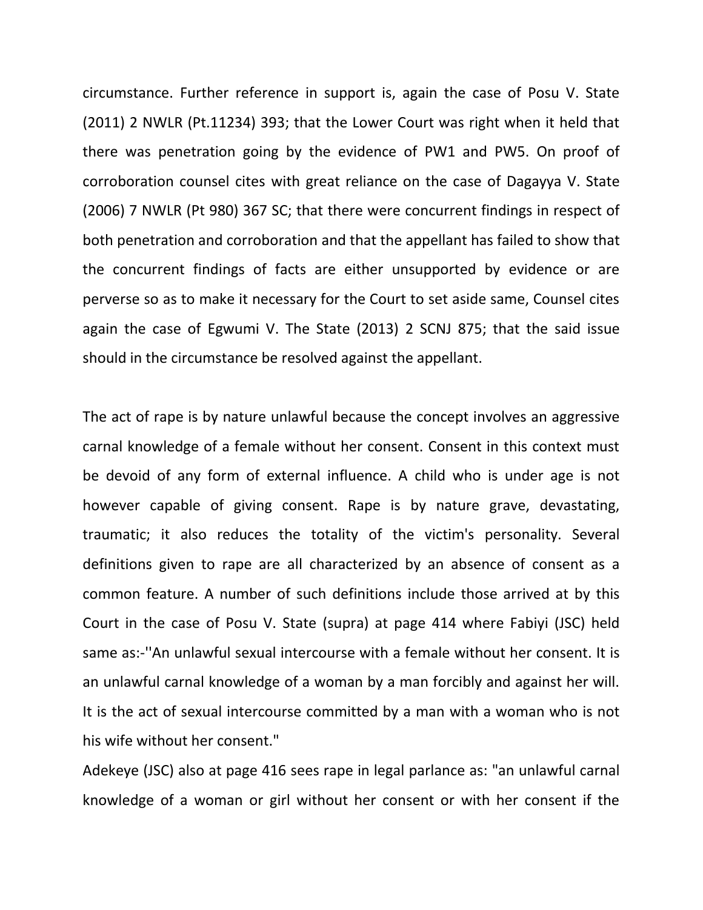circumstance. Further reference in support is, again the case of Posu V. State (2011) 2 NWLR (Pt.11234) 393; that the Lower Court was right when it held that there was penetration going by the evidence of PW1 and PW5. On proof of corroboration counsel cites with great reliance on the case of Dagayya V. State (2006) 7 NWLR (Pt 980) 367 SC; that there were concurrent findings in respect of both penetration and corroboration and that the appellant has failed to show that the concurrent findings of facts are either unsupported by evidence or are perverse so as to make it necessary for the Court to set aside same, Counsel cites again the case of Egwumi V. The State (2013) 2 SCNJ 875; that the said issue should in the circumstance be resolved against the appellant.

The act of rape is by nature unlawful because the concept involves an aggressive carnal knowledge of a female without her consent. Consent in this context must be devoid of any form of external influence. A child who is under age is not however capable of giving consent. Rape is by nature grave, devastating, traumatic; it also reduces the totality of the victim's personality. Several definitions given to rape are all characterized by an absence of consent as a common feature. A number of such definitions include those arrived at by this Court in the case of Posu V. State (supra) at page 414 where Fabiyi (JSC) held same as:-''An unlawful sexual intercourse with a female without her consent. It is an unlawful carnal knowledge of a woman by a man forcibly and against her will. It is the act of sexual intercourse committed by a man with a woman who is not his wife without her consent."

Adekeye (JSC) also at page 416 sees rape in legal parlance as: "an unlawful carnal knowledge of a woman or girl without her consent or with her consent if the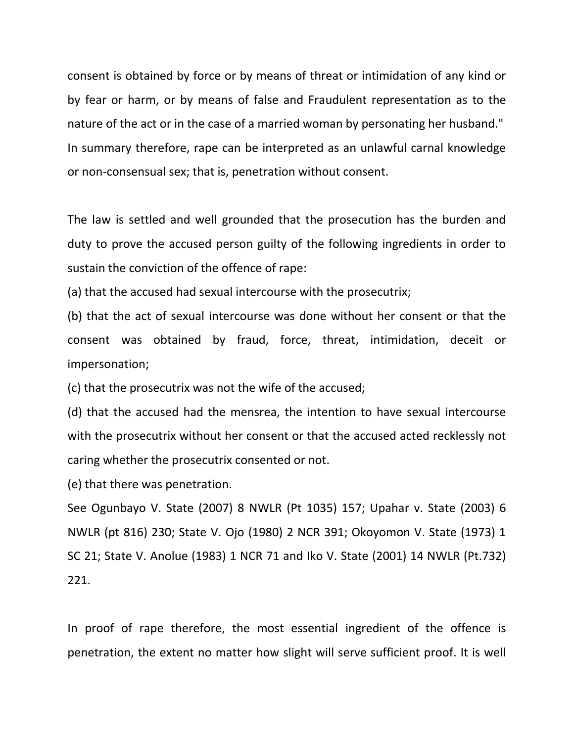consent is obtained by force or by means of threat or intimidation of any kind or by fear or harm, or by means of false and Fraudulent representation as to the nature of the act or in the case of a married woman by personating her husband." In summary therefore, rape can be interpreted as an unlawful carnal knowledge or non-consensual sex; that is, penetration without consent.

The law is settled and well grounded that the prosecution has the burden and duty to prove the accused person guilty of the following ingredients in order to sustain the conviction of the offence of rape:

(a) that the accused had sexual intercourse with the prosecutrix;

(b) that the act of sexual intercourse was done without her consent or that the consent was obtained by fraud, force, threat, intimidation, deceit or impersonation;

(c) that the prosecutrix was not the wife of the accused;

(d) that the accused had the mensrea, the intention to have sexual intercourse with the prosecutrix without her consent or that the accused acted recklessly not caring whether the prosecutrix consented or not.

(e) that there was penetration.

See Ogunbayo V. State (2007) 8 NWLR (Pt 1035) 157; Upahar v. State (2003) 6 NWLR (pt 816) 230; State V. Ojo (1980) 2 NCR 391; Okoyomon V. State (1973) 1 SC 21; State V. Anolue (1983) 1 NCR 71 and Iko V. State (2001) 14 NWLR (Pt.732) 221.

In proof of rape therefore, the most essential ingredient of the offence is penetration, the extent no matter how slight will serve sufficient proof. It is well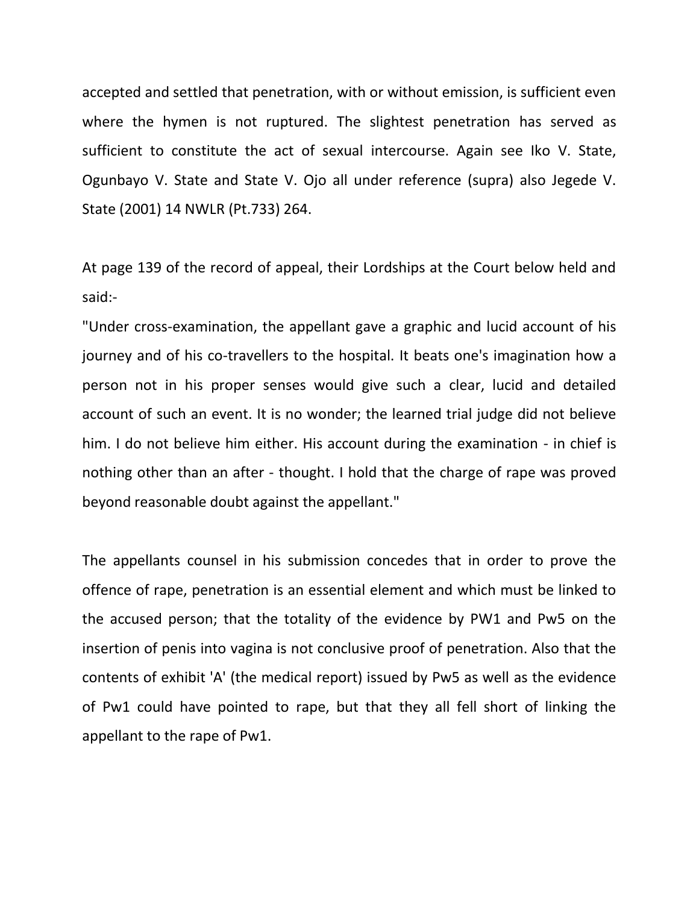accepted and settled that penetration, with or without emission, is sufficient even where the hymen is not ruptured. The slightest penetration has served as sufficient to constitute the act of sexual intercourse. Again see Iko V. State, Ogunbayo V. State and State V. Ojo all under reference (supra) also Jegede V. State (2001) 14 NWLR (Pt.733) 264.

At page 139 of the record of appeal, their Lordships at the Court below held and said:-

"Under cross-examination, the appellant gave a graphic and lucid account of his journey and of his co-travellers to the hospital. It beats one's imagination how a person not in his proper senses would give such a clear, lucid and detailed account of such an event. It is no wonder; the learned trial judge did not believe him. I do not believe him either. His account during the examination - in chief is nothing other than an after - thought. I hold that the charge of rape was proved beyond reasonable doubt against the appellant."

The appellants counsel in his submission concedes that in order to prove the offence of rape, penetration is an essential element and which must be linked to the accused person; that the totality of the evidence by PW1 and Pw5 on the insertion of penis into vagina is not conclusive proof of penetration. Also that the contents of exhibit 'A' (the medical report) issued by Pw5 as well as the evidence of Pw1 could have pointed to rape, but that they all fell short of linking the appellant to the rape of Pw1.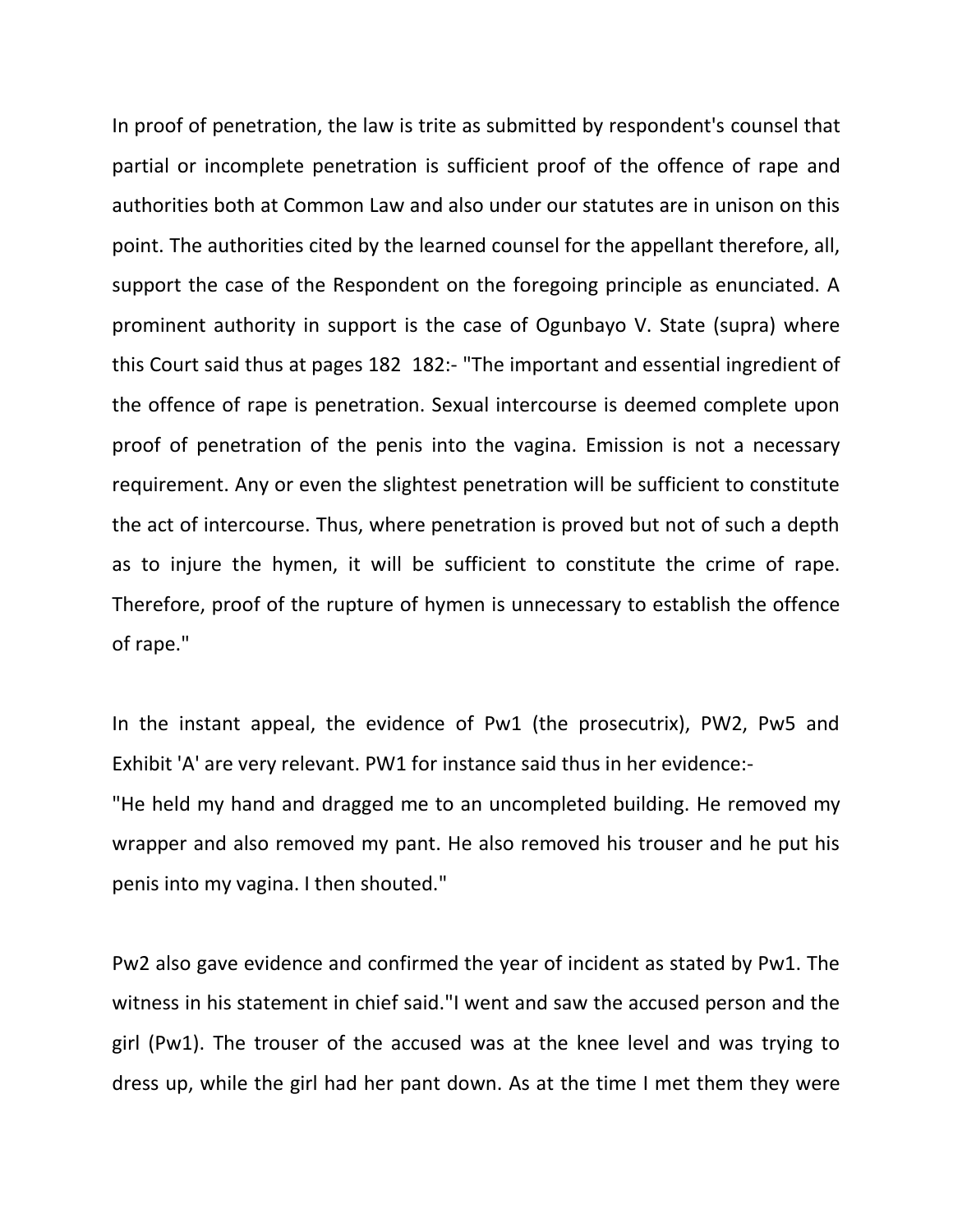In proof of penetration, the law is trite as submitted by respondent's counsel that partial or incomplete penetration is sufficient proof of the offence of rape and authorities both at Common Law and also under our statutes are in unison on this point. The authorities cited by the learned counsel for the appellant therefore, all, support the case of the Respondent on the foregoing principle as enunciated. A prominent authority in support is the case of Ogunbayo V. State (supra) where this Court said thus at pages 182 182:- "The important and essential ingredient of the offence of rape is penetration. Sexual intercourse is deemed complete upon proof of penetration of the penis into the vagina. Emission is not a necessary requirement. Any or even the slightest penetration will be sufficient to constitute the act of intercourse. Thus, where penetration is proved but not of such a depth as to injure the hymen, it will be sufficient to constitute the crime of rape. Therefore, proof of the rupture of hymen is unnecessary to establish the offence of rape."

In the instant appeal, the evidence of Pw1 (the prosecutrix), PW2, Pw5 and Exhibit 'A' are very relevant. PW1 for instance said thus in her evidence:-
"He held my hand and dragged me to an uncompleted building. He removed my wrapper and also removed my pant. He also removed his trouser and he put his penis into my vagina. I then shouted."

Pw2 also gave evidence and confirmed the year of incident as stated by Pw1. The witness in his statement in chief said."I went and saw the accused person and the girl (Pw1). The trouser of the accused was at the knee level and was trying to dress up, while the girl had her pant down. As at the time I met them they were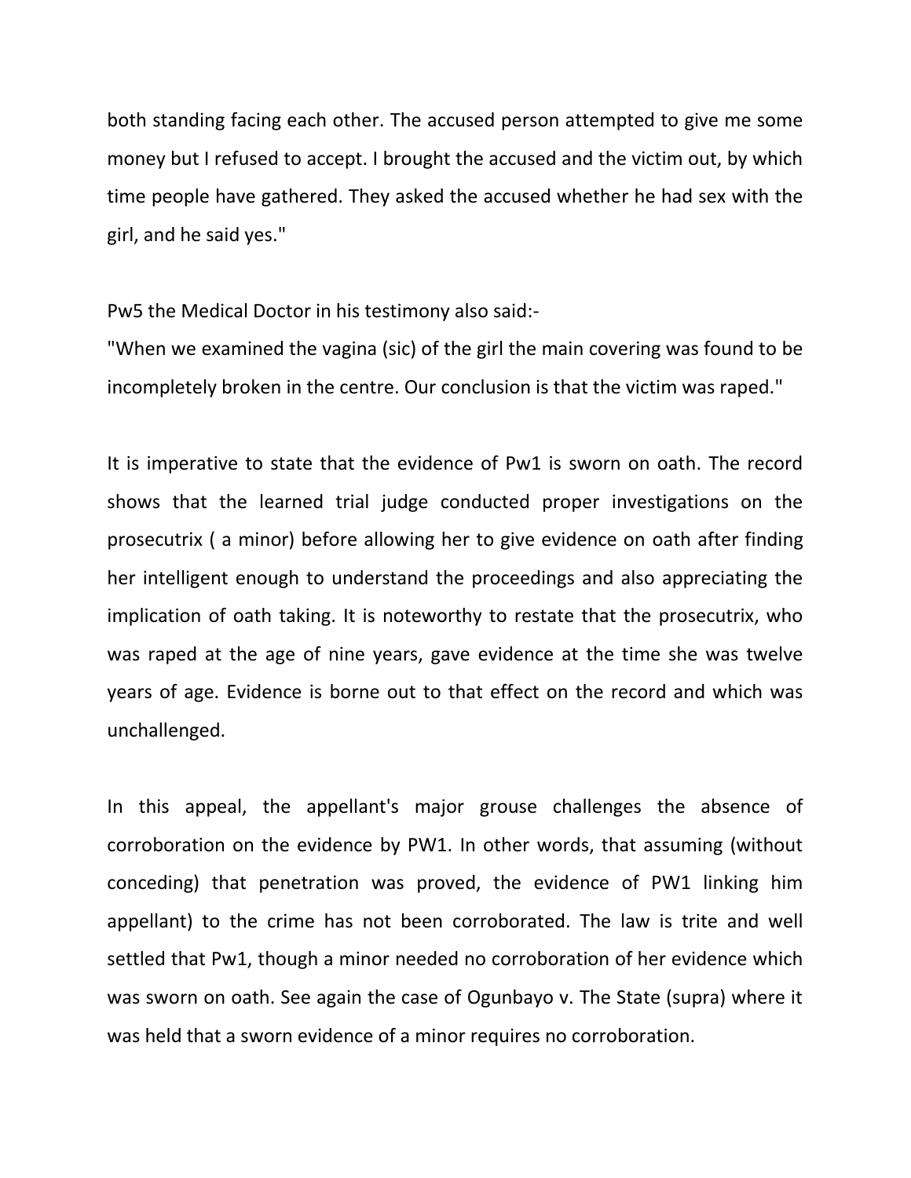both standing facing each other. The accused person attempted to give me some money but I refused to accept. I brought the accused and the victim out, by which time people have gathered. They asked the accused whether he had sex with the girl, and he said yes."

Pw5 the Medical Doctor in his testimony also said:-

"When we examined the vagina (sic) of the girl the main covering was found to be incompletely broken in the centre. Our conclusion is that the victim was raped."

It is imperative to state that the evidence of Pw1 is sworn on oath. The record shows that the learned trial judge conducted proper investigations on the prosecutrix ( a minor) before allowing her to give evidence on oath after finding her intelligent enough to understand the proceedings and also appreciating the implication of oath taking. It is noteworthy to restate that the prosecutrix, who was raped at the age of nine years, gave evidence at the time she was twelve years of age. Evidence is borne out to that effect on the record and which was unchallenged.

In this appeal, the appellant's major grouse challenges the absence of corroboration on the evidence by PW1. In other words, that assuming (without conceding) that penetration was proved, the evidence of PW1 linking him appellant) to the crime has not been corroborated. The law is trite and well settled that Pw1, though a minor needed no corroboration of her evidence which was sworn on oath. See again the case of Ogunbayo v. The State (supra) where it was held that a sworn evidence of a minor requires no corroboration.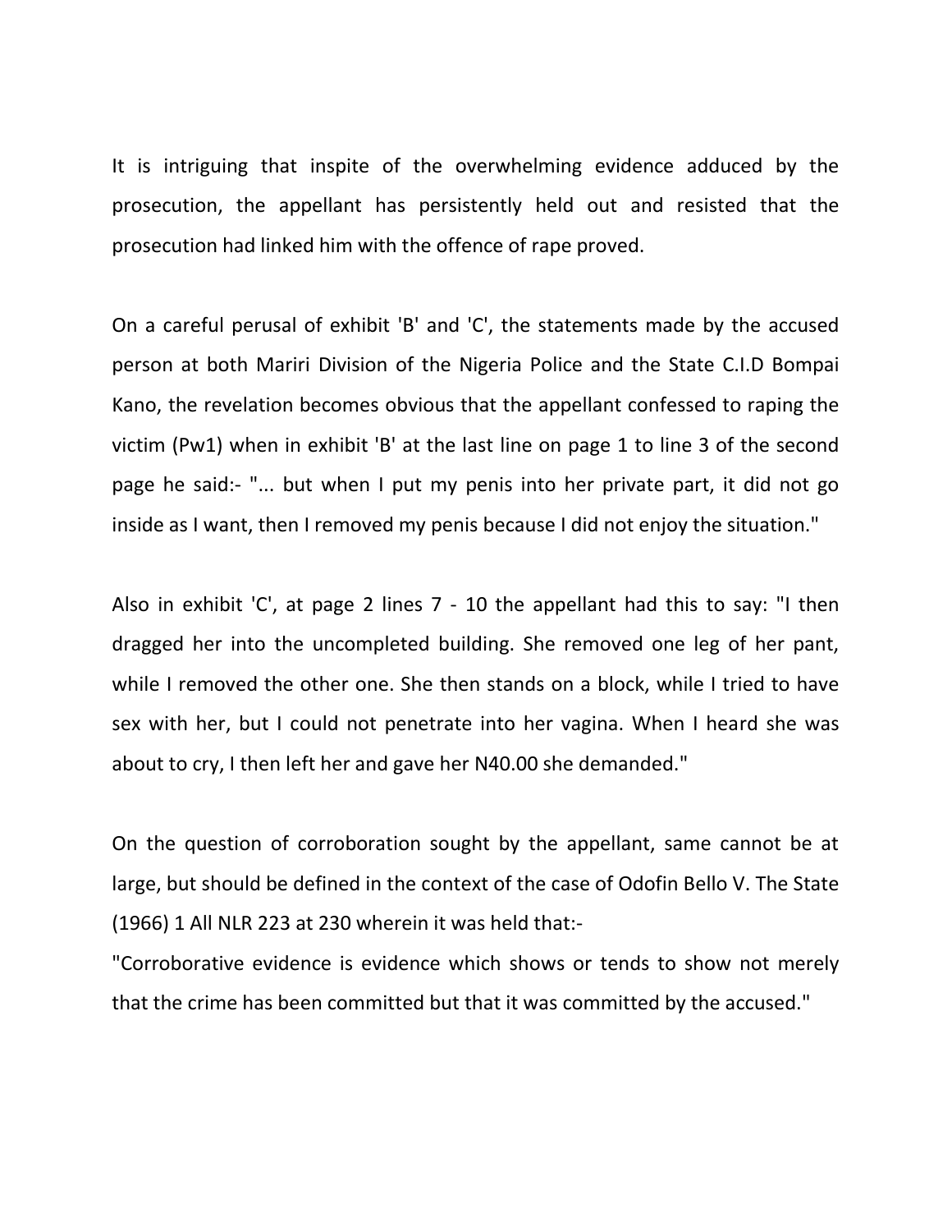It is intriguing that inspite of the overwhelming evidence adduced by the prosecution, the appellant has persistently held out and resisted that the prosecution had linked him with the offence of rape proved.

On a careful perusal of exhibit 'B' and 'C', the statements made by the accused person at both Mariri Division of the Nigeria Police and the State C.I.D Bompai Kano, the revelation becomes obvious that the appellant confessed to raping the victim (Pw1) when in exhibit 'B' at the last line on page 1 to line 3 of the second page he said:- "... but when I put my penis into her private part, it did not go inside as I want, then I removed my penis because I did not enjoy the situation."

Also in exhibit 'C', at page 2 lines 7 - 10 the appellant had this to say: "I then dragged her into the uncompleted building. She removed one leg of her pant, while I removed the other one. She then stands on a block, while I tried to have sex with her, but I could not penetrate into her vagina. When I heard she was about to cry, I then left her and gave her N40.00 she demanded."

On the question of corroboration sought by the appellant, same cannot be at large, but should be defined in the context of the case of Odofin Bello V. The State (1966) 1 All NLR 223 at 230 wherein it was held that:-

"Corroborative evidence is evidence which shows or tends to show not merely that the crime has been committed but that it was committed by the accused."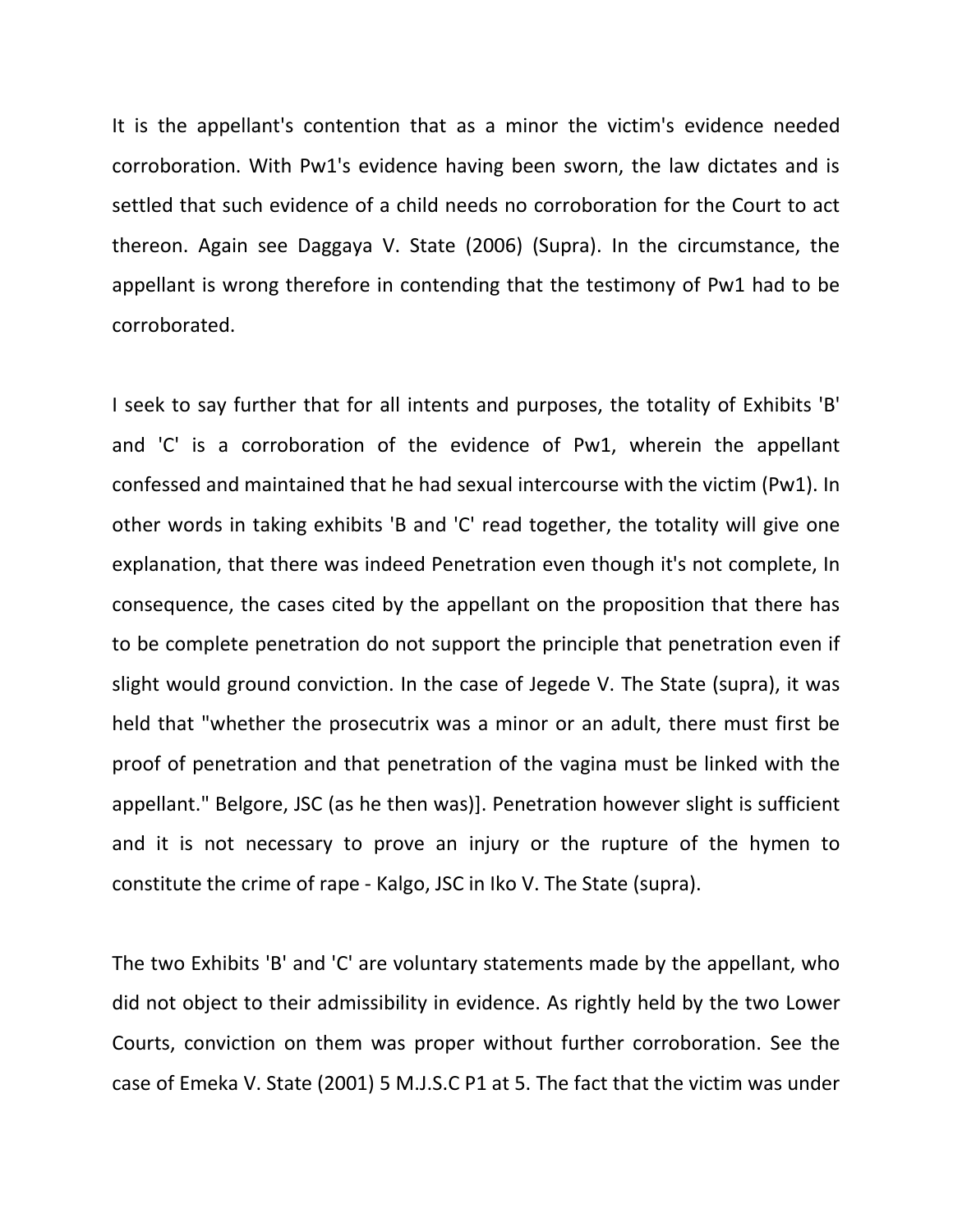It is the appellant's contention that as a minor the victim's evidence needed corroboration. With Pw1's evidence having been sworn, the law dictates and is settled that such evidence of a child needs no corroboration for the Court to act thereon. Again see Daggaya V. State (2006) (Supra). In the circumstance, the appellant is wrong therefore in contending that the testimony of Pw1 had to be corroborated.

I seek to say further that for all intents and purposes, the totality of Exhibits 'B' and 'C' is a corroboration of the evidence of Pw1, wherein the appellant confessed and maintained that he had sexual intercourse with the victim (Pw1). In other words in taking exhibits 'B and 'C' read together, the totality will give one explanation, that there was indeed Penetration even though it's not complete, In consequence, the cases cited by the appellant on the proposition that there has to be complete penetration do not support the principle that penetration even if slight would ground conviction. In the case of Jegede V. The State (supra), it was held that "whether the prosecutrix was a minor or an adult, there must first be proof of penetration and that penetration of the vagina must be linked with the appellant." Belgore, JSC (as he then was)]. Penetration however slight is sufficient and it is not necessary to prove an injury or the rupture of the hymen to constitute the crime of rape - Kalgo, JSC in Iko V. The State (supra).

The two Exhibits 'B' and 'C' are voluntary statements made by the appellant, who did not object to their admissibility in evidence. As rightly held by the two Lower Courts, conviction on them was proper without further corroboration. See the case of Emeka V. State (2001) 5 M.J.S.C P1 at 5. The fact that the victim was under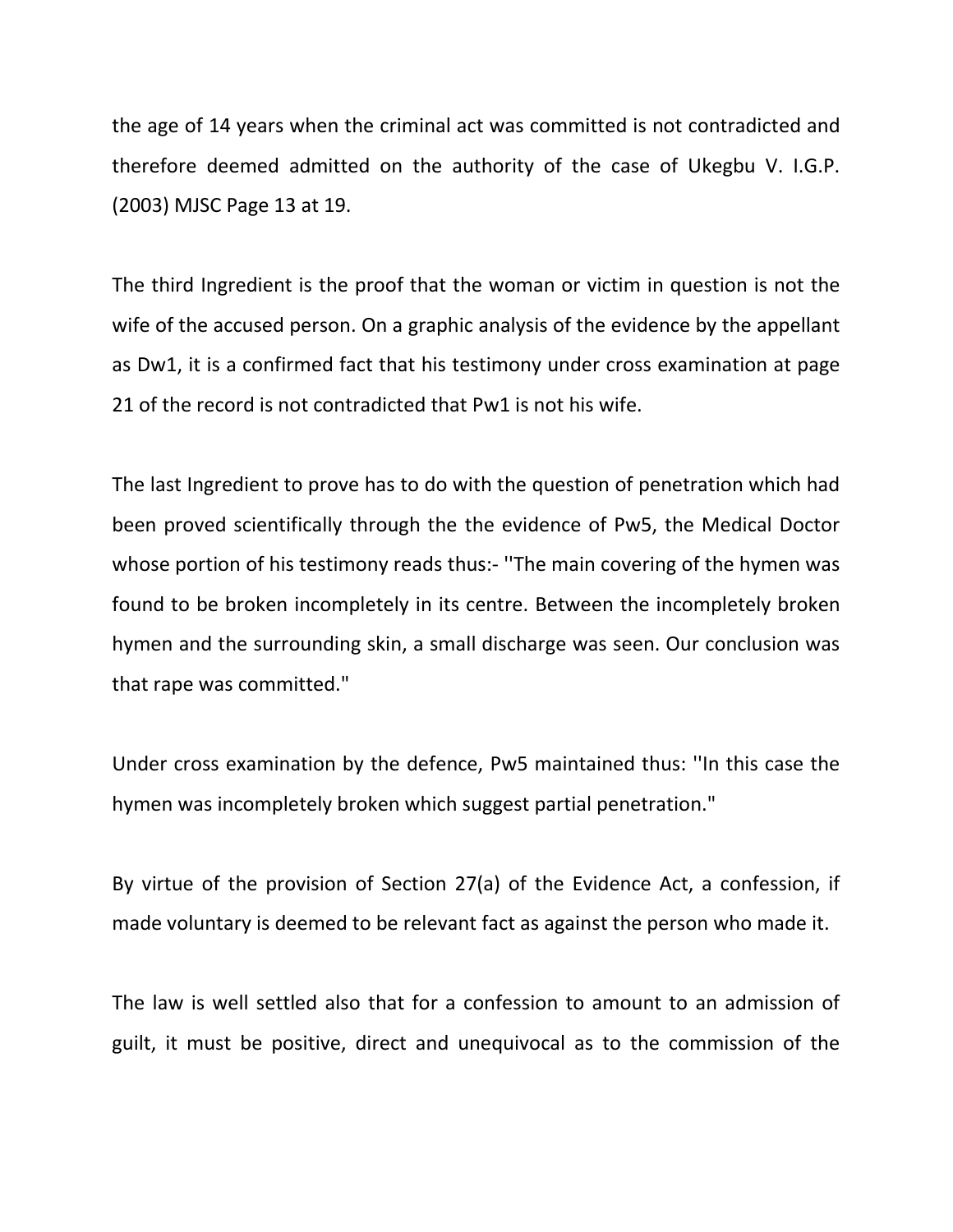the age of 14 years when the criminal act was committed is not contradicted and therefore deemed admitted on the authority of the case of Ukegbu V. I.G.P. (2003) MJSC Page 13 at 19.

The third Ingredient is the proof that the woman or victim in question is not the wife of the accused person. On a graphic analysis of the evidence by the appellant as Dw1, it is a confirmed fact that his testimony under cross examination at page 21 of the record is not contradicted that Pw1 is not his wife.

The last Ingredient to prove has to do with the question of penetration which had been proved scientifically through the the evidence of Pw5, the Medical Doctor whose portion of his testimony reads thus:- ''The main covering of the hymen was found to be broken incompletely in its centre. Between the incompletely broken hymen and the surrounding skin, a small discharge was seen. Our conclusion was that rape was committed."

Under cross examination by the defence, Pw5 maintained thus: ''In this case the hymen was incompletely broken which suggest partial penetration."

By virtue of the provision of Section 27(a) of the Evidence Act, a confession, if made voluntary is deemed to be relevant fact as against the person who made it.

The law is well settled also that for a confession to amount to an admission of guilt, it must be positive, direct and unequivocal as to the commission of the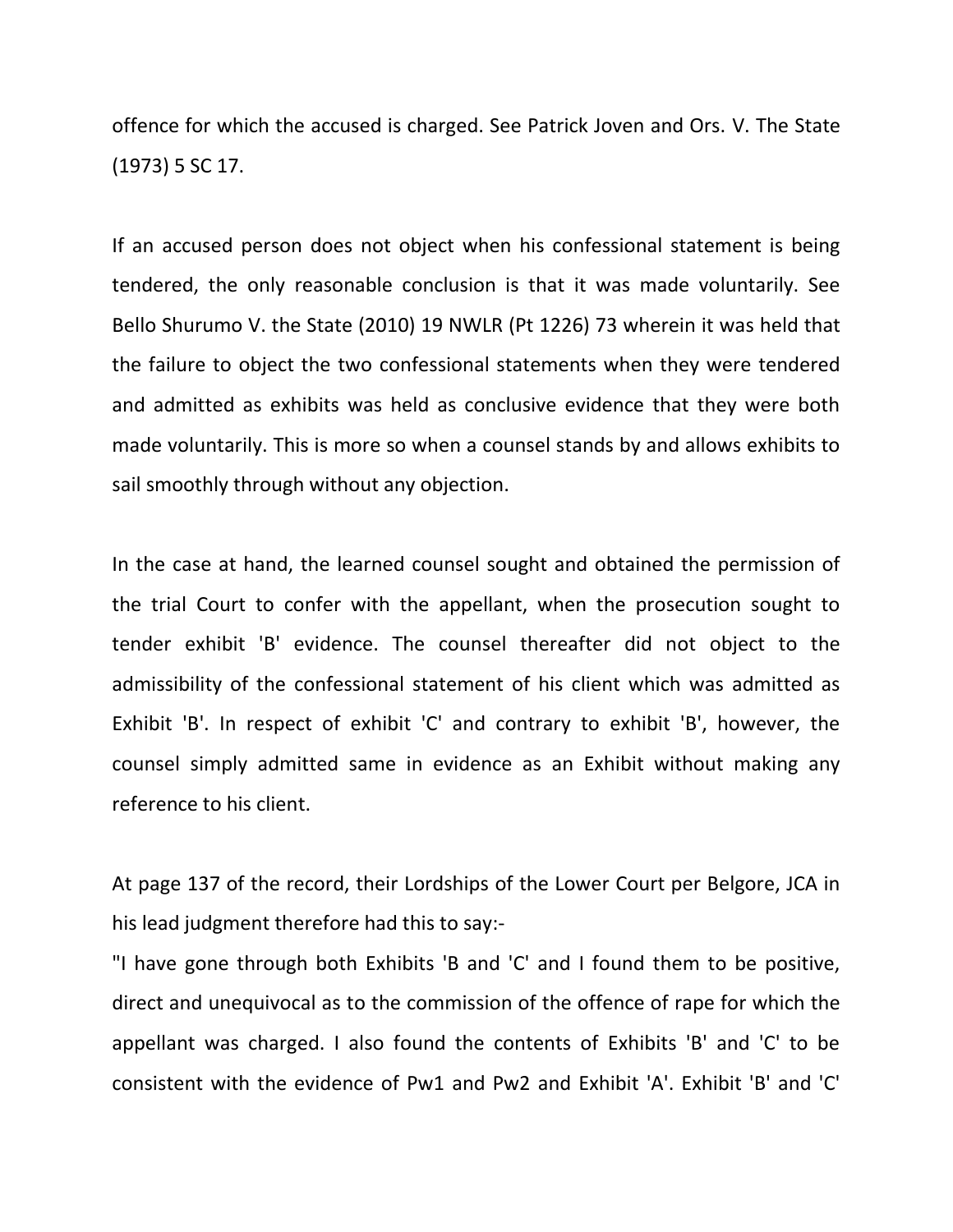offence for which the accused is charged. See Patrick Joven and Ors. V. The State (1973) 5 SC 17.

If an accused person does not object when his confessional statement is being tendered, the only reasonable conclusion is that it was made voluntarily. See Bello Shurumo V. the State (2010) 19 NWLR (Pt 1226) 73 wherein it was held that the failure to object the two confessional statements when they were tendered and admitted as exhibits was held as conclusive evidence that they were both made voluntarily. This is more so when a counsel stands by and allows exhibits to sail smoothly through without any objection.

In the case at hand, the learned counsel sought and obtained the permission of the trial Court to confer with the appellant, when the prosecution sought to tender exhibit 'B' evidence. The counsel thereafter did not object to the admissibility of the confessional statement of his client which was admitted as Exhibit 'B'. In respect of exhibit 'C' and contrary to exhibit 'B', however, the counsel simply admitted same in evidence as an Exhibit without making any reference to his client.

At page 137 of the record, their Lordships of the Lower Court per Belgore, JCA in his lead judgment therefore had this to say:-

"I have gone through both Exhibits 'B and 'C' and I found them to be positive, direct and unequivocal as to the commission of the offence of rape for which the appellant was charged. I also found the contents of Exhibits 'B' and 'C' to be consistent with the evidence of Pw1 and Pw2 and Exhibit 'A'. Exhibit 'B' and 'C'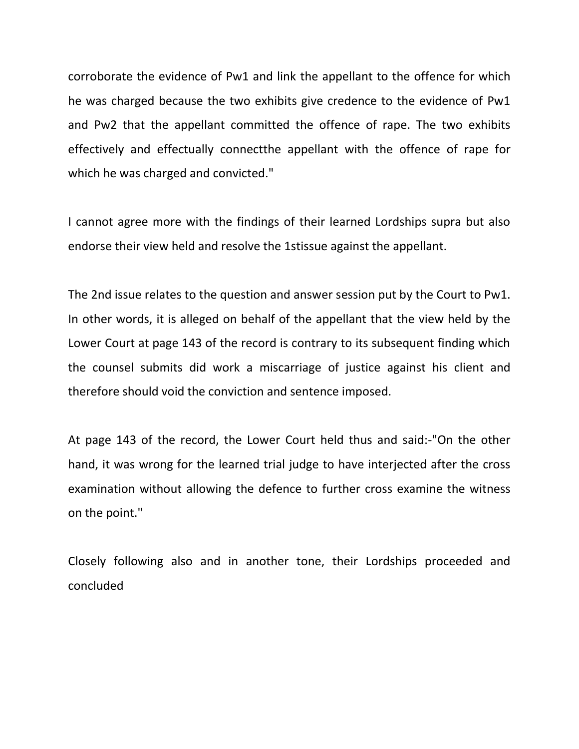corroborate the evidence of Pw1 and link the appellant to the offence for which he was charged because the two exhibits give credence to the evidence of Pw1 and Pw2 that the appellant committed the offence of rape. The two exhibits effectively and effectually connectthe appellant with the offence of rape for which he was charged and convicted."

I cannot agree more with the findings of their learned Lordships supra but also endorse their view held and resolve the 1stissue against the appellant.

The 2nd issue relates to the question and answer session put by the Court to Pw1. In other words, it is alleged on behalf of the appellant that the view held by the Lower Court at page 143 of the record is contrary to its subsequent finding which the counsel submits did work a miscarriage of justice against his client and therefore should void the conviction and sentence imposed.

At page 143 of the record, the Lower Court held thus and said:-"On the other hand, it was wrong for the learned trial judge to have interjected after the cross examination without allowing the defence to further cross examine the witness on the point."

Closely following also and in another tone, their Lordships proceeded and concluded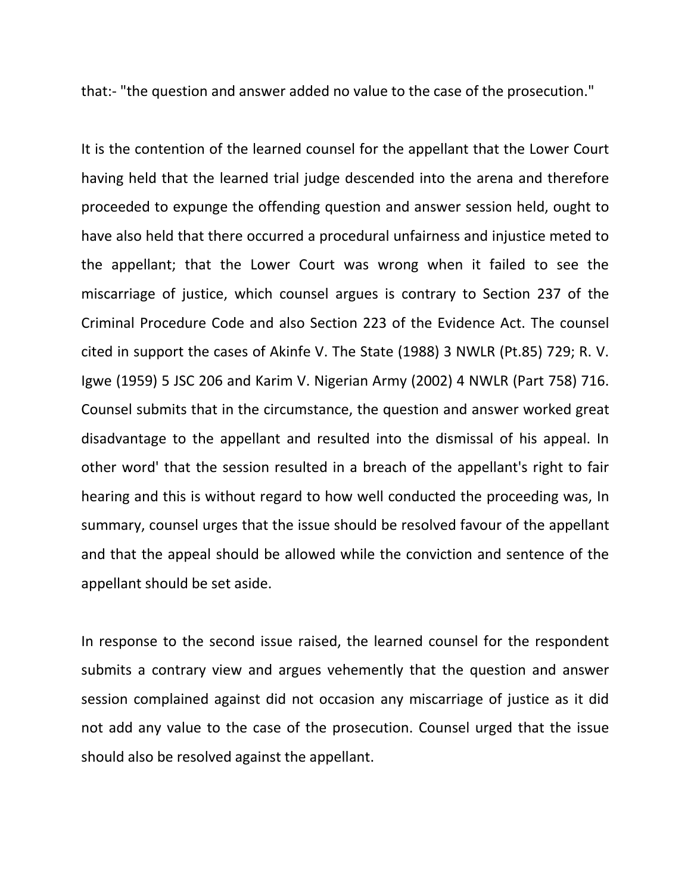that:- "the question and answer added no value to the case of the prosecution."

It is the contention of the learned counsel for the appellant that the Lower Court having held that the learned trial judge descended into the arena and therefore proceeded to expunge the offending question and answer session held, ought to have also held that there occurred a procedural unfairness and injustice meted to the appellant; that the Lower Court was wrong when it failed to see the miscarriage of justice, which counsel argues is contrary to Section 237 of the Criminal Procedure Code and also Section 223 of the Evidence Act. The counsel cited in support the cases of Akinfe V. The State (1988) 3 NWLR (Pt.85) 729; R. V. Igwe (1959) 5 JSC 206 and Karim V. Nigerian Army (2002) 4 NWLR (Part 758) 716. Counsel submits that in the circumstance, the question and answer worked great disadvantage to the appellant and resulted into the dismissal of his appeal. In other word' that the session resulted in a breach of the appellant's right to fair hearing and this is without regard to how well conducted the proceeding was, In summary, counsel urges that the issue should be resolved favour of the appellant and that the appeal should be allowed while the conviction and sentence of the appellant should be set aside.

In response to the second issue raised, the learned counsel for the respondent submits a contrary view and argues vehemently that the question and answer session complained against did not occasion any miscarriage of justice as it did not add any value to the case of the prosecution. Counsel urged that the issue should also be resolved against the appellant.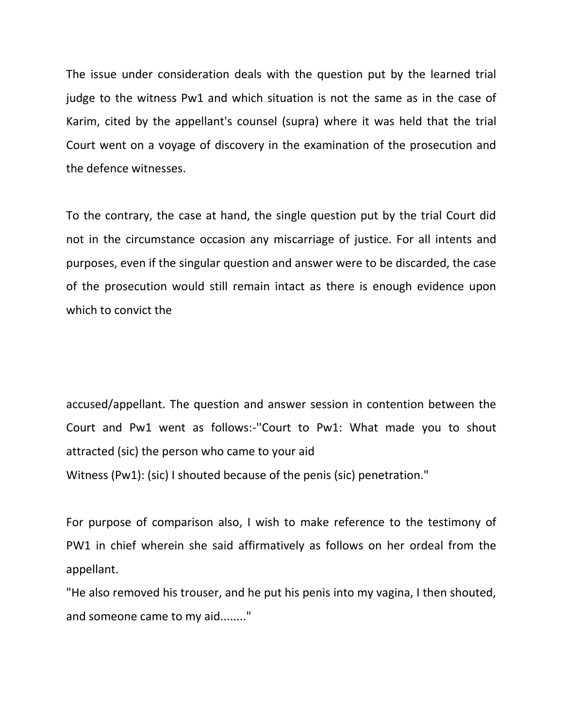The issue under consideration deals with the question put by the learned trial judge to the witness Pw1 and which situation is not the same as in the case of Karim, cited by the appellant's counsel (supra) where it was held that the trial Court went on a voyage of discovery in the examination of the prosecution and the defence witnesses.

To the contrary, the case at hand, the single question put by the trial Court did not in the circumstance occasion any miscarriage of justice. For all intents and purposes, even if the singular question and answer were to be discarded, the case of the prosecution would still remain intact as there is enough evidence upon which to convict the

accused/appellant. The question and answer session in contention between the Court and Pw1 went as follows:-"Court to Pw1: What made you to shout attracted (sic) the person who came to your aid
Witness (Pw1): (sic) I shouted because of the penis (sic) penetration."

For purpose of comparison also, I wish to make reference to the testimony of PW1 in chief wherein she said affirmatively as follows on her ordeal from the appellant.
"He also removed his trouser, and he put his penis into my vagina, I then shouted, and someone came to my aid........"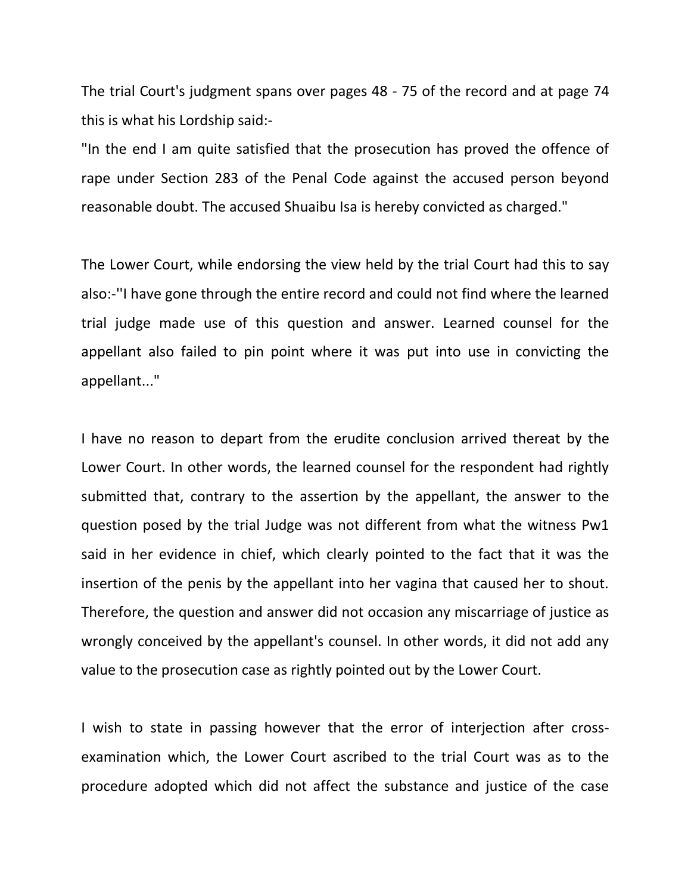The trial Court's judgment spans over pages 48 - 75 of the record and at page 74 this is what his Lordship said:-

"In the end I am quite satisfied that the prosecution has proved the offence of rape under Section 283 of the Penal Code against the accused person beyond reasonable doubt. The accused Shuaibu Isa is hereby convicted as charged."

The Lower Court, while endorsing the view held by the trial Court had this to say also:-''I have gone through the entire record and could not find where the learned trial judge made use of this question and answer. Learned counsel for the appellant also failed to pin point where it was put into use in convicting the appellant..."

I have no reason to depart from the erudite conclusion arrived thereat by the Lower Court. In other words, the learned counsel for the respondent had rightly submitted that, contrary to the assertion by the appellant, the answer to the question posed by the trial Judge was not different from what the witness Pw1 said in her evidence in chief, which clearly pointed to the fact that it was the insertion of the penis by the appellant into her vagina that caused her to shout. Therefore, the question and answer did not occasion any miscarriage of justice as wrongly conceived by the appellant's counsel. In other words, it did not add any value to the prosecution case as rightly pointed out by the Lower Court.

I wish to state in passing however that the error of interjection after cross-examination which, the Lower Court ascribed to the trial Court was as to the procedure adopted which did not affect the substance and justice of the case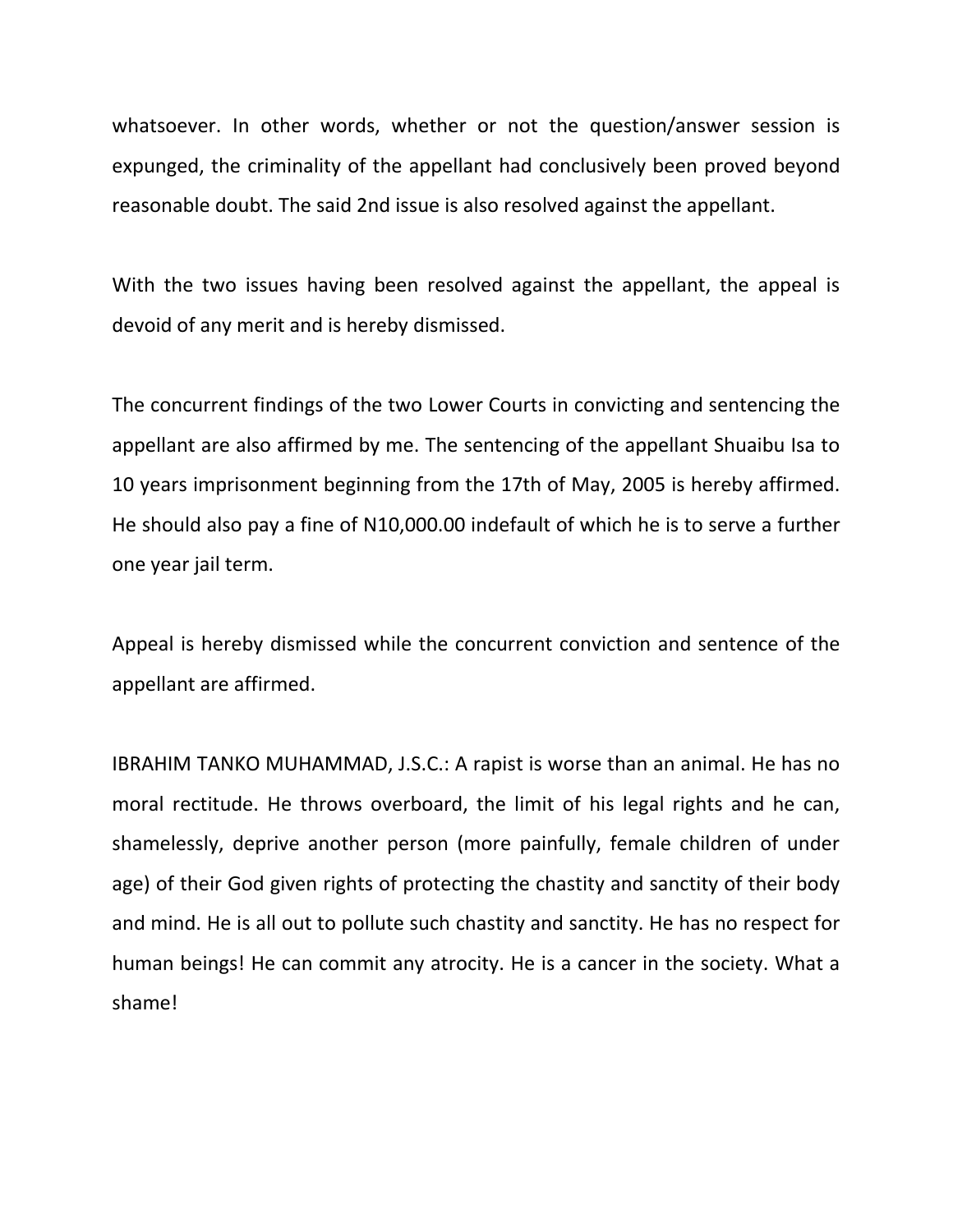whatsoever. In other words, whether or not the question/answer session is expunged, the criminality of the appellant had conclusively been proved beyond reasonable doubt. The said 2nd issue is also resolved against the appellant.

With the two issues having been resolved against the appellant, the appeal is devoid of any merit and is hereby dismissed.

The concurrent findings of the two Lower Courts in convicting and sentencing the appellant are also affirmed by me. The sentencing of the appellant Shuaibu Isa to 10 years imprisonment beginning from the 17th of May, 2005 is hereby affirmed. He should also pay a fine of N10,000.00 indefault of which he is to serve a further one year jail term.

Appeal is hereby dismissed while the concurrent conviction and sentence of the appellant are affirmed.

IBRAHIM TANKO MUHAMMAD, J.S.C.: A rapist is worse than an animal. He has no moral rectitude. He throws overboard, the limit of his legal rights and he can, shamelessly, deprive another person (more painfully, female children of under age) of their God given rights of protecting the chastity and sanctity of their body and mind. He is all out to pollute such chastity and sanctity. He has no respect for human beings! He can commit any atrocity. He is a cancer in the society. What a shame!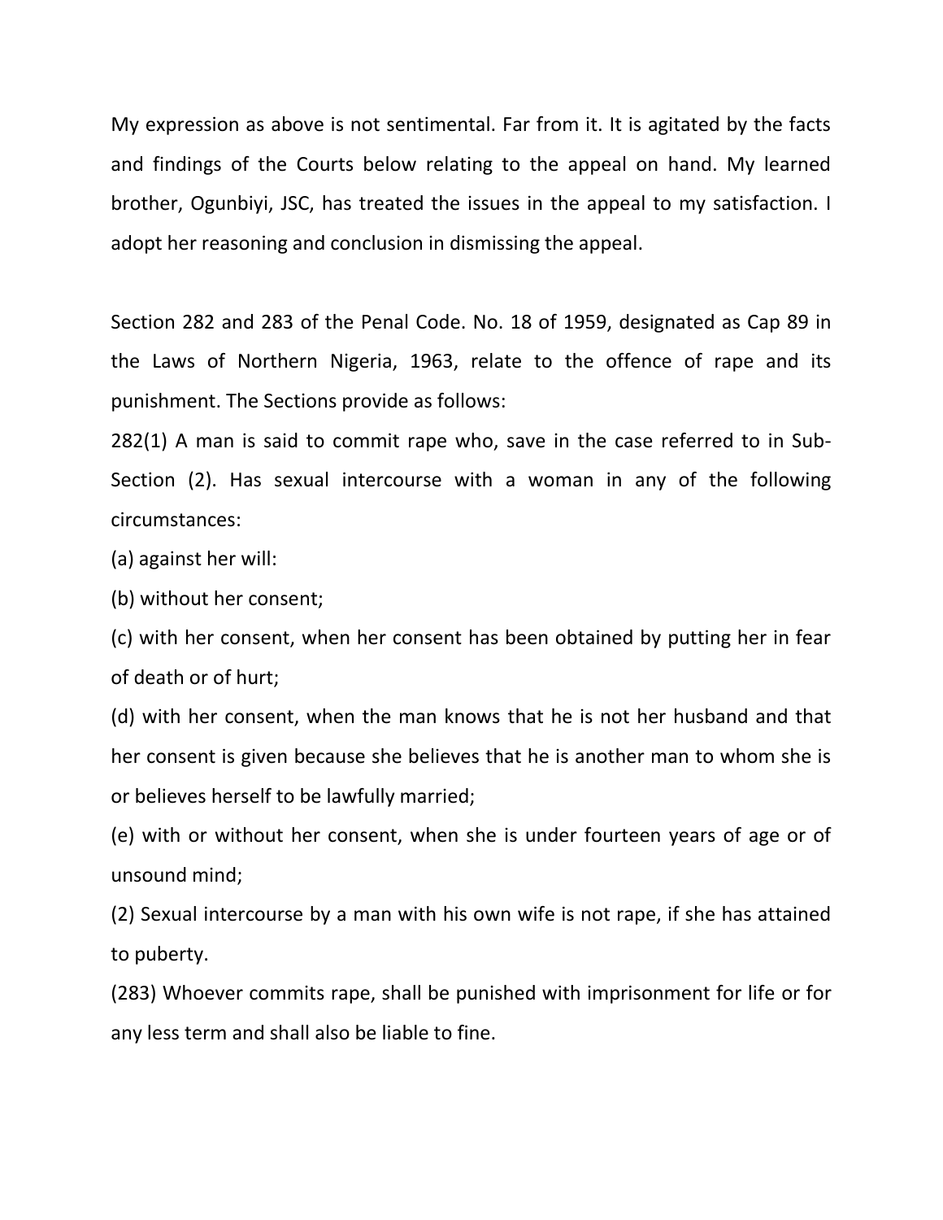My expression as above is not sentimental. Far from it. It is agitated by the facts and findings of the Courts below relating to the appeal on hand. My learned brother, Ogunbiyi, JSC, has treated the issues in the appeal to my satisfaction. I adopt her reasoning and conclusion in dismissing the appeal.

Section 282 and 283 of the Penal Code. No. 18 of 1959, designated as Cap 89 in the Laws of Northern Nigeria, 1963, relate to the offence of rape and its punishment. The Sections provide as follows:

282(1) A man is said to commit rape who, save in the case referred to in Sub-Section (2). Has sexual intercourse with a woman in any of the following circumstances:

(a) against her will:

(b) without her consent;

(c) with her consent, when her consent has been obtained by putting her in fear of death or of hurt;

(d) with her consent, when the man knows that he is not her husband and that her consent is given because she believes that he is another man to whom she is or believes herself to be lawfully married;

(e) with or without her consent, when she is under fourteen years of age or of unsound mind;

(2) Sexual intercourse by a man with his own wife is not rape, if she has attained to puberty.

(283) Whoever commits rape, shall be punished with imprisonment for life or for any less term and shall also be liable to fine.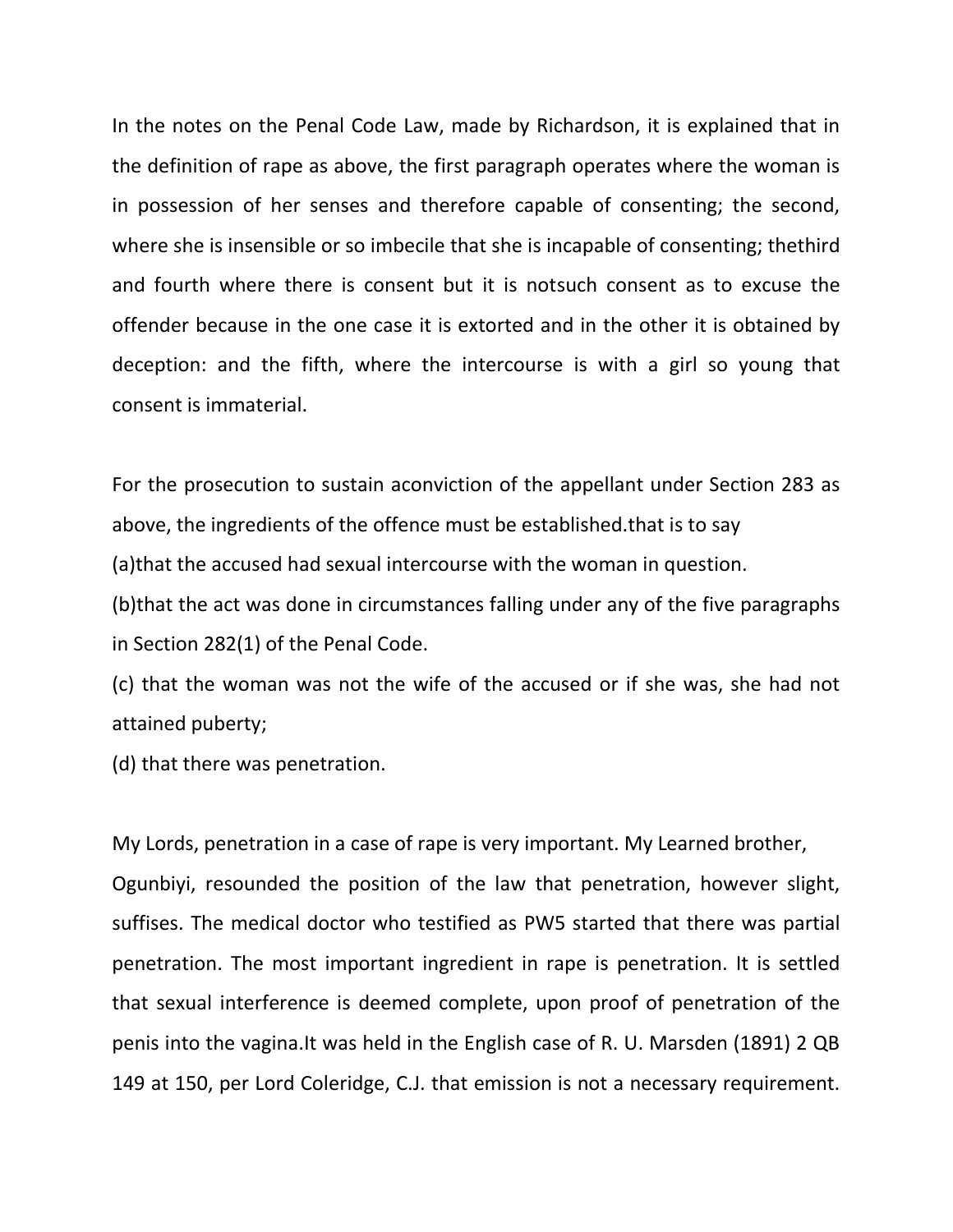In the notes on the Penal Code Law, made by Richardson, it is explained that in the definition of rape as above, the first paragraph operates where the woman is in possession of her senses and therefore capable of consenting; the second, where she is insensible or so imbecile that she is incapable of consenting; thethird and fourth where there is consent but it is notsuch consent as to excuse the offender because in the one case it is extorted and in the other it is obtained by deception: and the fifth, where the intercourse is with a girl so young that consent is immaterial.

For the prosecution to sustain aconviction of the appellant under Section 283 as above, the ingredients of the offence must be established.that is to say

(a)that the accused had sexual intercourse with the woman in question.

(b)that the act was done in circumstances falling under any of the five paragraphs in Section 282(1) of the Penal Code.

(c) that the woman was not the wife of the accused or if she was, she had not attained puberty;

(d) that there was penetration.

My Lords, penetration in a case of rape is very important. My Learned brother, Ogunbiyi, resounded the position of the law that penetration, however slight, suffises. The medical doctor who testified as PW5 started that there was partial penetration. The most important ingredient in rape is penetration. It is settled that sexual interference is deemed complete, upon proof of penetration of the penis into the vagina.It was held in the English case of R. U. Marsden (1891) 2 QB 149 at 150, per Lord Coleridge, C.J. that emission is not a necessary requirement.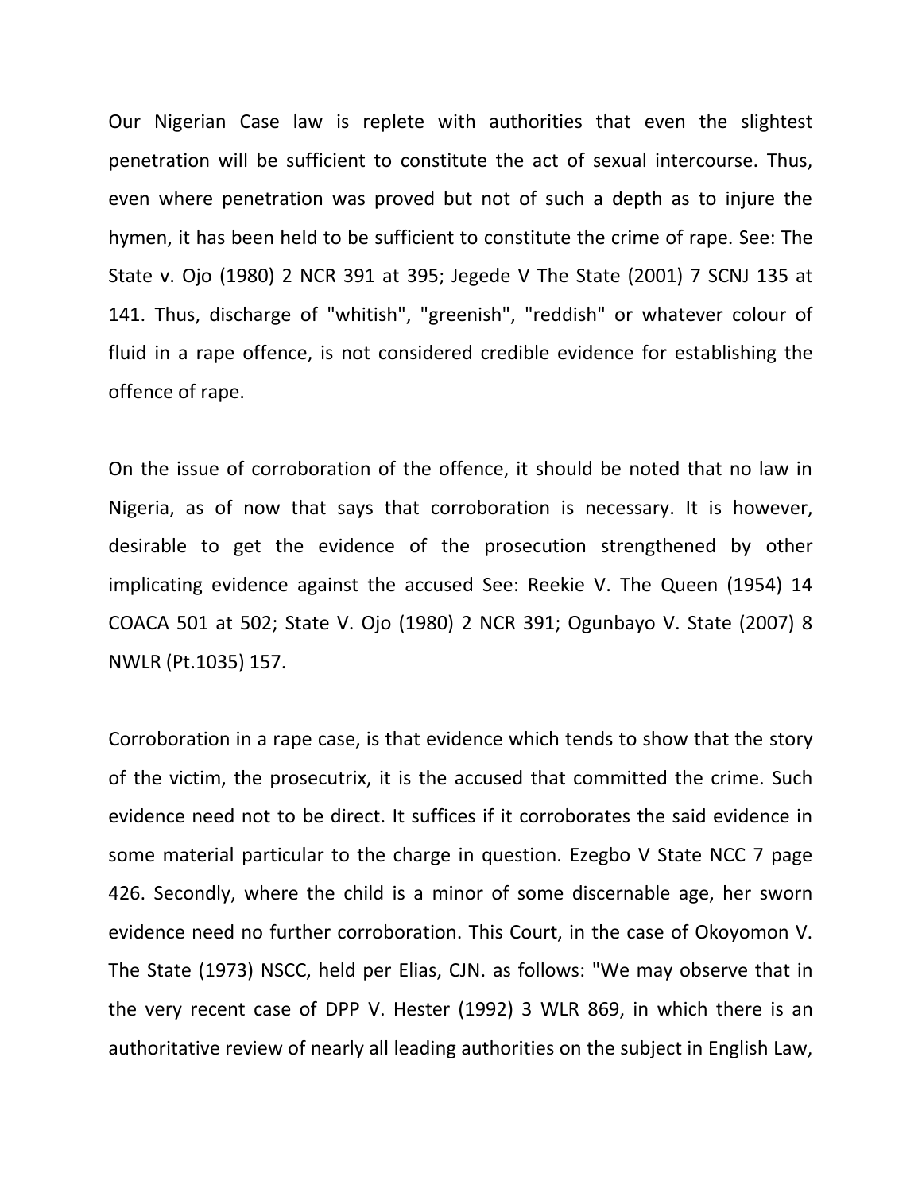Our Nigerian Case law is replete with authorities that even the slightest penetration will be sufficient to constitute the act of sexual intercourse. Thus, even where penetration was proved but not of such a depth as to injure the hymen, it has been held to be sufficient to constitute the crime of rape. See: The State v. Ojo (1980) 2 NCR 391 at 395; Jegede V The State (2001) 7 SCNJ 135 at 141. Thus, discharge of "whitish", "greenish", "reddish" or whatever colour of fluid in a rape offence, is not considered credible evidence for establishing the offence of rape.

On the issue of corroboration of the offence, it should be noted that no law in Nigeria, as of now that says that corroboration is necessary. It is however, desirable to get the evidence of the prosecution strengthened by other implicating evidence against the accused See: Reekie V. The Queen (1954) 14 COACA 501 at 502; State V. Ojo (1980) 2 NCR 391; Ogunbayo V. State (2007) 8 NWLR (Pt.1035) 157.

Corroboration in a rape case, is that evidence which tends to show that the story of the victim, the prosecutrix, it is the accused that committed the crime. Such evidence need not to be direct. It suffices if it corroborates the said evidence in some material particular to the charge in question. Ezegbo V State NCC 7 page 426. Secondly, where the child is a minor of some discernable age, her sworn evidence need no further corroboration. This Court, in the case of Okoyomon V. The State (1973) NSCC, held per Elias, CJN. as follows: "We may observe that in the very recent case of DPP V. Hester (1992) 3 WLR 869, in which there is an authoritative review of nearly all leading authorities on the subject in English Law,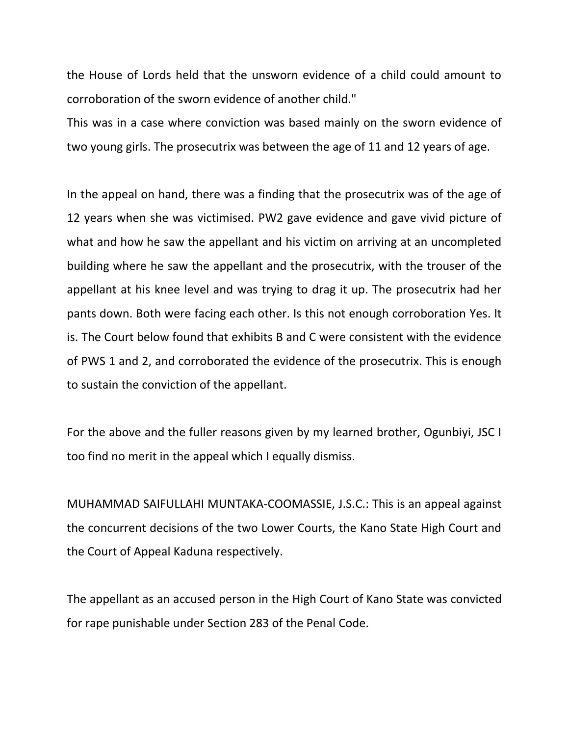the House of Lords held that the unsworn evidence of a child could amount to corroboration of the sworn evidence of another child."

This was in a case where conviction was based mainly on the sworn evidence of two young girls. The prosecutrix was between the age of 11 and 12 years of age.

In the appeal on hand, there was a finding that the prosecutrix was of the age of 12 years when she was victimised. PW2 gave evidence and gave vivid picture of what and how he saw the appellant and his victim on arriving at an uncompleted building where he saw the appellant and the prosecutrix, with the trouser of the appellant at his knee level and was trying to drag it up. The prosecutrix had her pants down. Both were facing each other. Is this not enough corroboration Yes. It is. The Court below found that exhibits B and C were consistent with the evidence of PWS 1 and 2, and corroborated the evidence of the prosecutrix. This is enough to sustain the conviction of the appellant.

For the above and the fuller reasons given by my learned brother, Ogunbiyi, JSC I too find no merit in the appeal which I equally dismiss.

MUHAMMAD SAIFULLAHI MUNTAKA-COOMASSIE, J.S.C.: This is an appeal against the concurrent decisions of the two Lower Courts, the Kano State High Court and the Court of Appeal Kaduna respectively.

The appellant as an accused person in the High Court of Kano State was convicted for rape punishable under Section 283 of the Penal Code.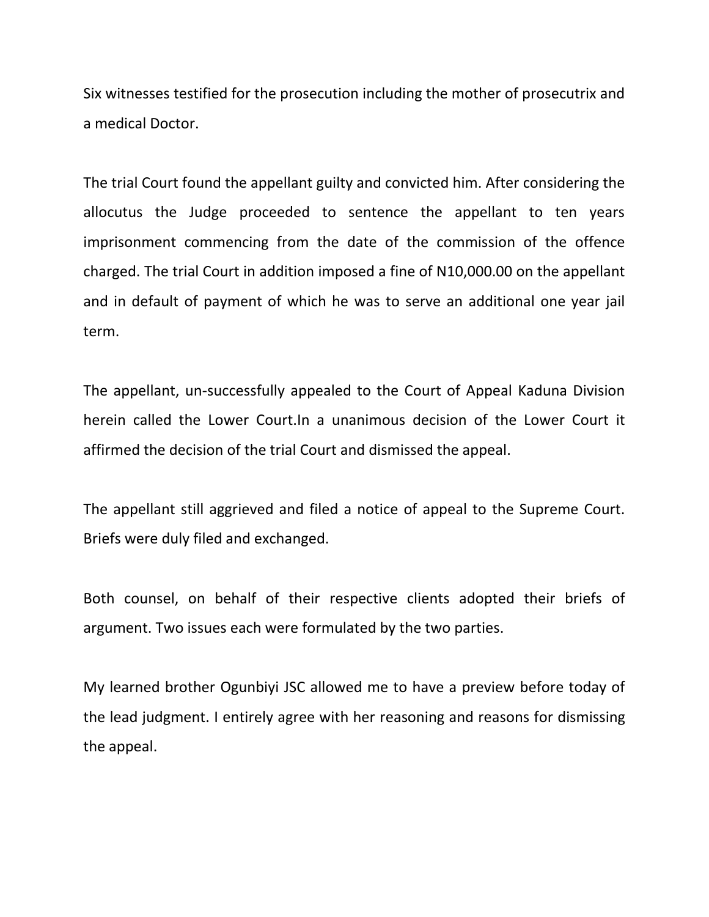Six witnesses testified for the prosecution including the mother of prosecutrix and a medical Doctor.

The trial Court found the appellant guilty and convicted him. After considering the allocutus the Judge proceeded to sentence the appellant to ten years imprisonment commencing from the date of the commission of the offence charged. The trial Court in addition imposed a fine of N10,000.00 on the appellant and in default of payment of which he was to serve an additional one year jail term.

The appellant, un-successfully appealed to the Court of Appeal Kaduna Division herein called the Lower Court.In a unanimous decision of the Lower Court it affirmed the decision of the trial Court and dismissed the appeal.

The appellant still aggrieved and filed a notice of appeal to the Supreme Court. Briefs were duly filed and exchanged.

Both counsel, on behalf of their respective clients adopted their briefs of argument. Two issues each were formulated by the two parties.

My learned brother Ogunbiyi JSC allowed me to have a preview before today of the lead judgment. I entirely agree with her reasoning and reasons for dismissing the appeal.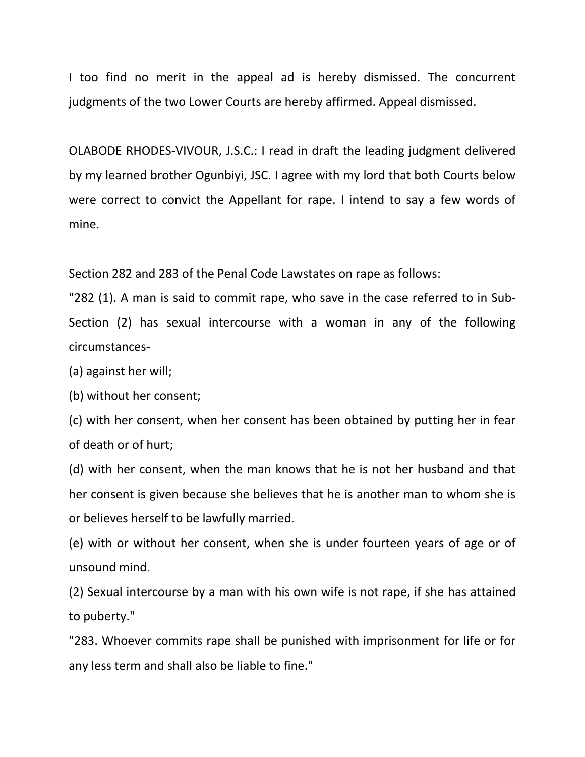I too find no merit in the appeal ad is hereby dismissed. The concurrent judgments of the two Lower Courts are hereby affirmed. Appeal dismissed.

OLABODE RHODES-VIVOUR, J.S.C.: I read in draft the leading judgment delivered by my learned brother Ogunbiyi, JSC. I agree with my lord that both Courts below were correct to convict the Appellant for rape. I intend to say a few words of mine.

Section 282 and 283 of the Penal Code Lawstates on rape as follows:

"282 (1). A man is said to commit rape, who save in the case referred to in Sub-Section (2) has sexual intercourse with a woman in any of the following circumstances-

(a) against her will;

(b) without her consent;

(c) with her consent, when her consent has been obtained by putting her in fear of death or of hurt;

(d) with her consent, when the man knows that he is not her husband and that her consent is given because she believes that he is another man to whom she is or believes herself to be lawfully married.

(e) with or without her consent, when she is under fourteen years of age or of unsound mind.

(2) Sexual intercourse by a man with his own wife is not rape, if she has attained to puberty."

"283. Whoever commits rape shall be punished with imprisonment for life or for any less term and shall also be liable to fine."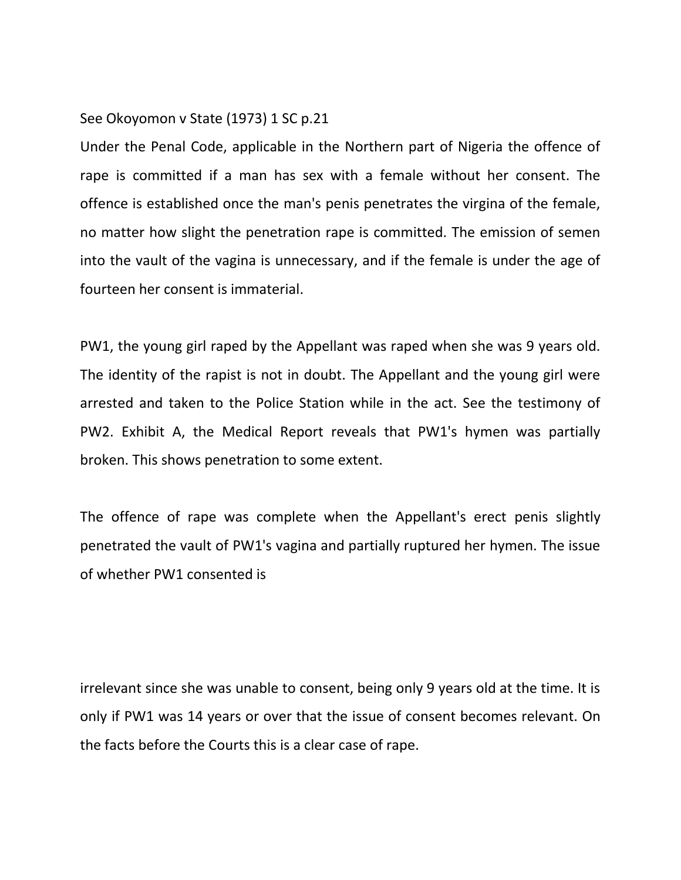See Okoyomon v State (1973) 1 SC p.21

Under the Penal Code, applicable in the Northern part of Nigeria the offence of rape is committed if a man has sex with a female without her consent. The offence is established once the man's penis penetrates the virgina of the female, no matter how slight the penetration rape is committed. The emission of semen into the vault of the vagina is unnecessary, and if the female is under the age of fourteen her consent is immaterial.

PW1, the young girl raped by the Appellant was raped when she was 9 years old. The identity of the rapist is not in doubt. The Appellant and the young girl were arrested and taken to the Police Station while in the act. See the testimony of PW2. Exhibit A, the Medical Report reveals that PW1's hymen was partially broken. This shows penetration to some extent.

The offence of rape was complete when the Appellant's erect penis slightly penetrated the vault of PW1's vagina and partially ruptured her hymen. The issue of whether PW1 consented is irrelevant since she was unable to consent, being only 9 years old at the time. It is only if PW1 was 14 years or over that the issue of consent becomes relevant. On the facts before the Courts this is a clear case of rape.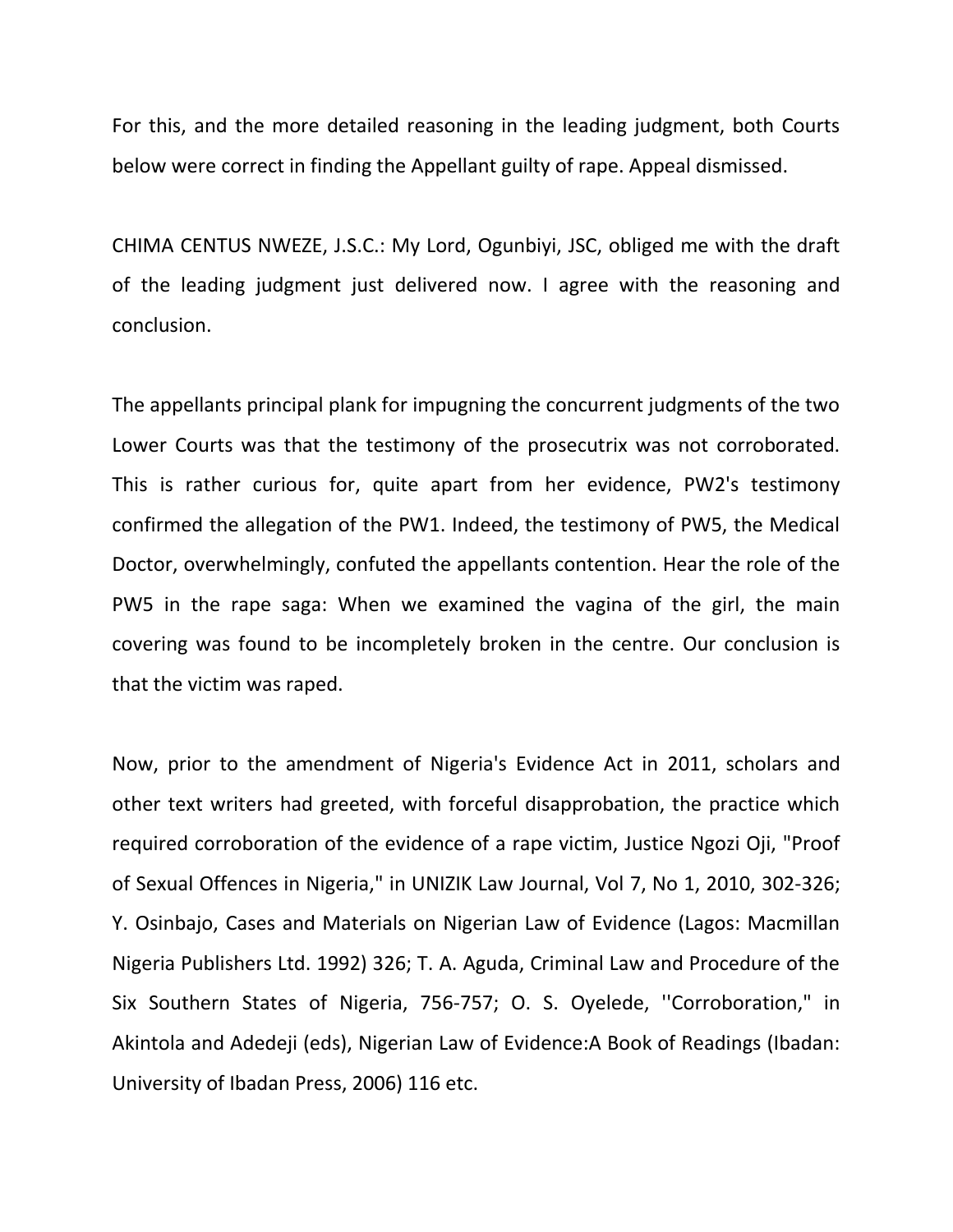For this, and the more detailed reasoning in the leading judgment, both Courts below were correct in finding the Appellant guilty of rape. Appeal dismissed.

CHIMA CENTUS NWEZE, J.S.C.: My Lord, Ogunbiyi, JSC, obliged me with the draft of the leading judgment just delivered now. I agree with the reasoning and conclusion.

The appellants principal plank for impugning the concurrent judgments of the two Lower Courts was that the testimony of the prosecutrix was not corroborated. This is rather curious for, quite apart from her evidence, PW2's testimony confirmed the allegation of the PW1. Indeed, the testimony of PW5, the Medical Doctor, overwhelmingly, confuted the appellants contention. Hear the role of the PW5 in the rape saga: When we examined the vagina of the girl, the main covering was found to be incompletely broken in the centre. Our conclusion is that the victim was raped.

Now, prior to the amendment of Nigeria's Evidence Act in 2011, scholars and other text writers had greeted, with forceful disapprobation, the practice which required corroboration of the evidence of a rape victim, Justice Ngozi Oji, "Proof of Sexual Offences in Nigeria," in UNIZIK Law Journal, Vol 7, No 1, 2010, 302-326; Y. Osinbajo, Cases and Materials on Nigerian Law of Evidence (Lagos: Macmillan Nigeria Publishers Ltd. 1992) 326; T. A. Aguda, Criminal Law and Procedure of the Six Southern States of Nigeria, 756-757; O. S. Oyelede, ''Corroboration," in Akintola and Adedeji (eds), Nigerian Law of Evidence:A Book of Readings (Ibadan: University of Ibadan Press, 2006) 116 etc.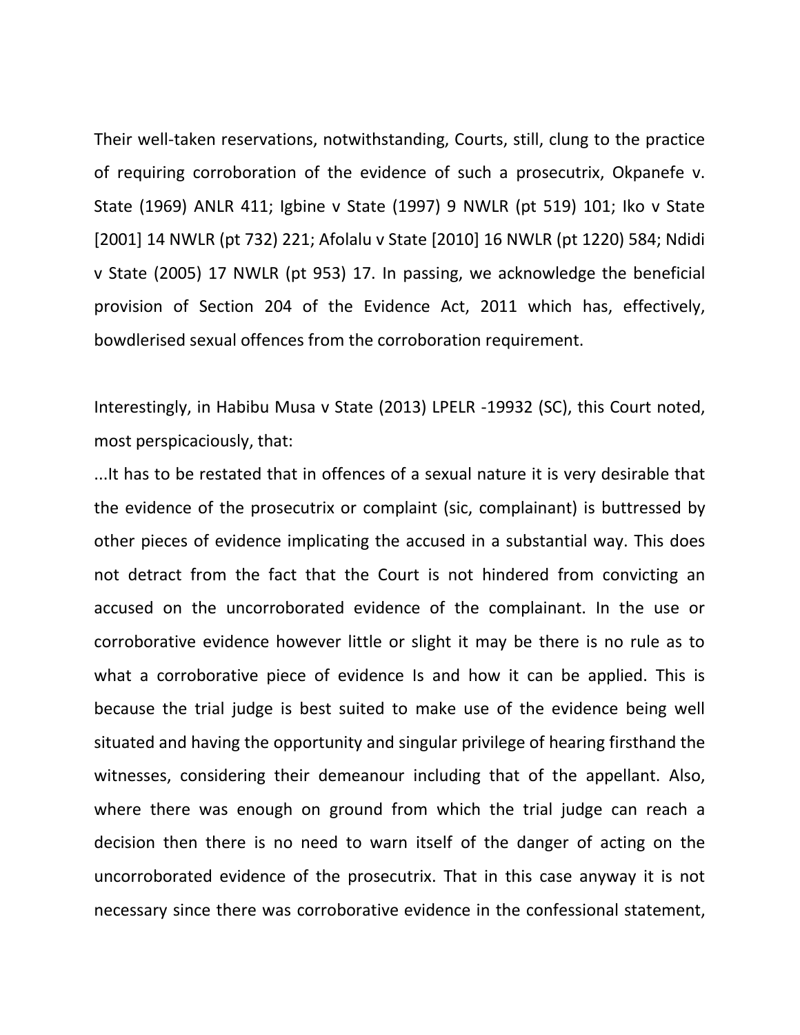Their well-taken reservations, notwithstanding, Courts, still, clung to the practice of requiring corroboration of the evidence of such a prosecutrix, Okpanefe v. State (1969) ANLR 411; Igbine v State (1997) 9 NWLR (pt 519) 101; Iko v State [2001] 14 NWLR (pt 732) 221; Afolalu v State [2010] 16 NWLR (pt 1220) 584; Ndidi v State (2005) 17 NWLR (pt 953) 17. In passing, we acknowledge the beneficial provision of Section 204 of the Evidence Act, 2011 which has, effectively, bowdlerised sexual offences from the corroboration requirement.

Interestingly, in Habibu Musa v State (2013) LPELR -19932 (SC), this Court noted, most perspicaciously, that:

...It has to be restated that in offences of a sexual nature it is very desirable that the evidence of the prosecutrix or complaint (sic, complainant) is buttressed by other pieces of evidence implicating the accused in a substantial way. This does not detract from the fact that the Court is not hindered from convicting an accused on the uncorroborated evidence of the complainant. In the use or corroborative evidence however little or slight it may be there is no rule as to what a corroborative piece of evidence Is and how it can be applied. This is because the trial judge is best suited to make use of the evidence being well situated and having the opportunity and singular privilege of hearing firsthand the witnesses, considering their demeanour including that of the appellant. Also, where there was enough on ground from which the trial judge can reach a decision then there is no need to warn itself of the danger of acting on the uncorroborated evidence of the prosecutrix. That in this case anyway it is not necessary since there was corroborative evidence in the confessional statement,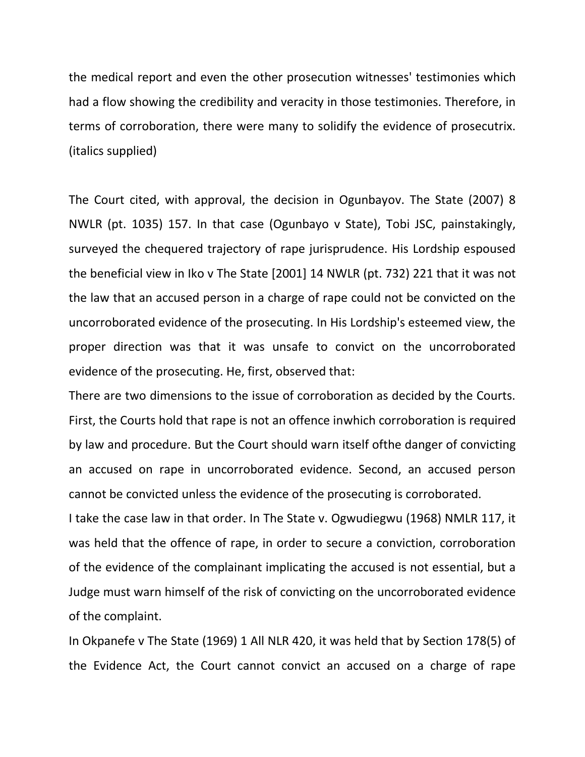the medical report and even the other prosecution witnesses' testimonies which had a flow showing the credibility and veracity in those testimonies. Therefore, in terms of corroboration, there were many to solidify the evidence of prosecutrix. (italics supplied)

The Court cited, with approval, the decision in Ogunbayov. The State (2007) 8 NWLR (pt. 1035) 157. In that case (Ogunbayo v State), Tobi JSC, painstakingly, surveyed the chequered trajectory of rape jurisprudence. His Lordship espoused the beneficial view in Iko v The State [2001] 14 NWLR (pt. 732) 221 that it was not the law that an accused person in a charge of rape could not be convicted on the uncorroborated evidence of the prosecuting. In His Lordship's esteemed view, the proper direction was that it was unsafe to convict on the uncorroborated evidence of the prosecuting. He, first, observed that:

There are two dimensions to the issue of corroboration as decided by the Courts. First, the Courts hold that rape is not an offence inwhich corroboration is required by law and procedure. But the Court should warn itself ofthe danger of convicting an accused on rape in uncorroborated evidence. Second, an accused person cannot be convicted unless the evidence of the prosecuting is corroborated.

I take the case law in that order. In The State v. Ogwudiegwu (1968) NMLR 117, it was held that the offence of rape, in order to secure a conviction, corroboration of the evidence of the complainant implicating the accused is not essential, but a Judge must warn himself of the risk of convicting on the uncorroborated evidence of the complaint.

In Okpanefe v The State (1969) 1 All NLR 420, it was held that by Section 178(5) of the Evidence Act, the Court cannot convict an accused on a charge of rape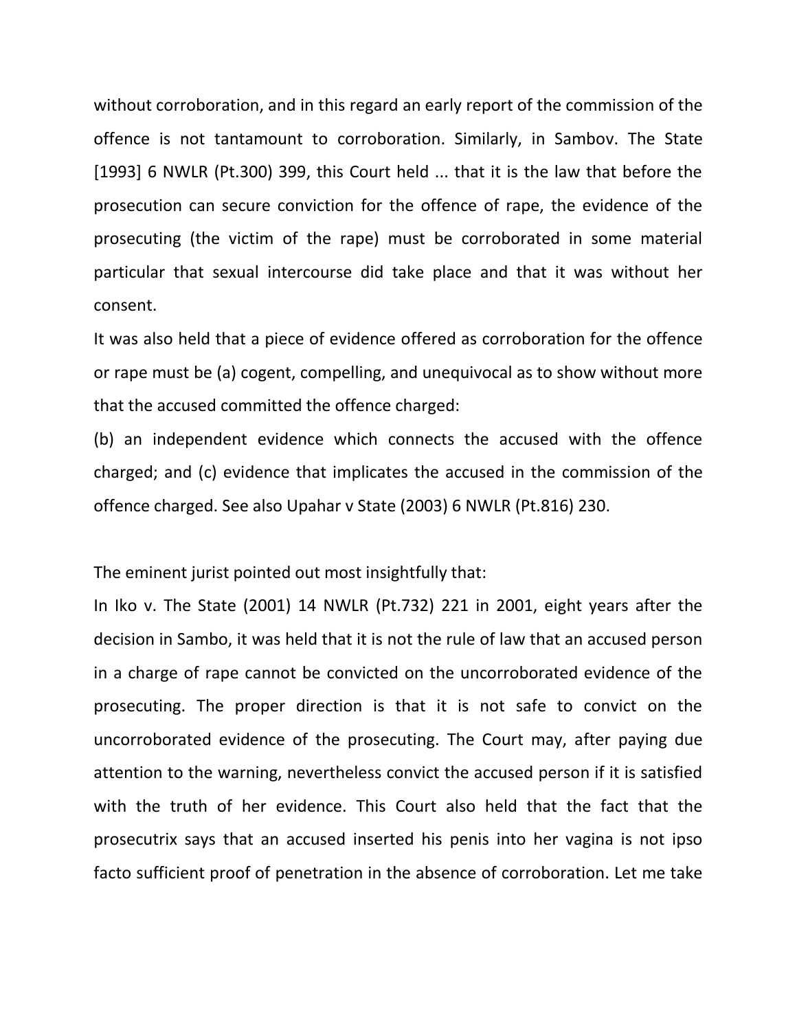without corroboration, and in this regard an early report of the commission of the offence is not tantamount to corroboration. Similarly, in Sambov. The State [1993] 6 NWLR (Pt.300) 399, this Court held ... that it is the law that before the prosecution can secure conviction for the offence of rape, the evidence of the prosecuting (the victim of the rape) must be corroborated in some material particular that sexual intercourse did take place and that it was without her consent.

It was also held that a piece of evidence offered as corroboration for the offence or rape must be (a) cogent, compelling, and unequivocal as to show without more that the accused committed the offence charged:

(b) an independent evidence which connects the accused with the offence charged; and (c) evidence that implicates the accused in the commission of the offence charged. See also Upahar v State (2003) 6 NWLR (Pt.816) 230.

The eminent jurist pointed out most insightfully that:

In Iko v. The State (2001) 14 NWLR (Pt.732) 221 in 2001, eight years after the decision in Sambo, it was held that it is not the rule of law that an accused person in a charge of rape cannot be convicted on the uncorroborated evidence of the prosecuting. The proper direction is that it is not safe to convict on the uncorroborated evidence of the prosecuting. The Court may, after paying due attention to the warning, nevertheless convict the accused person if it is satisfied with the truth of her evidence. This Court also held that the fact that the prosecutrix says that an accused inserted his penis into her vagina is not ipso facto sufficient proof of penetration in the absence of corroboration. Let me take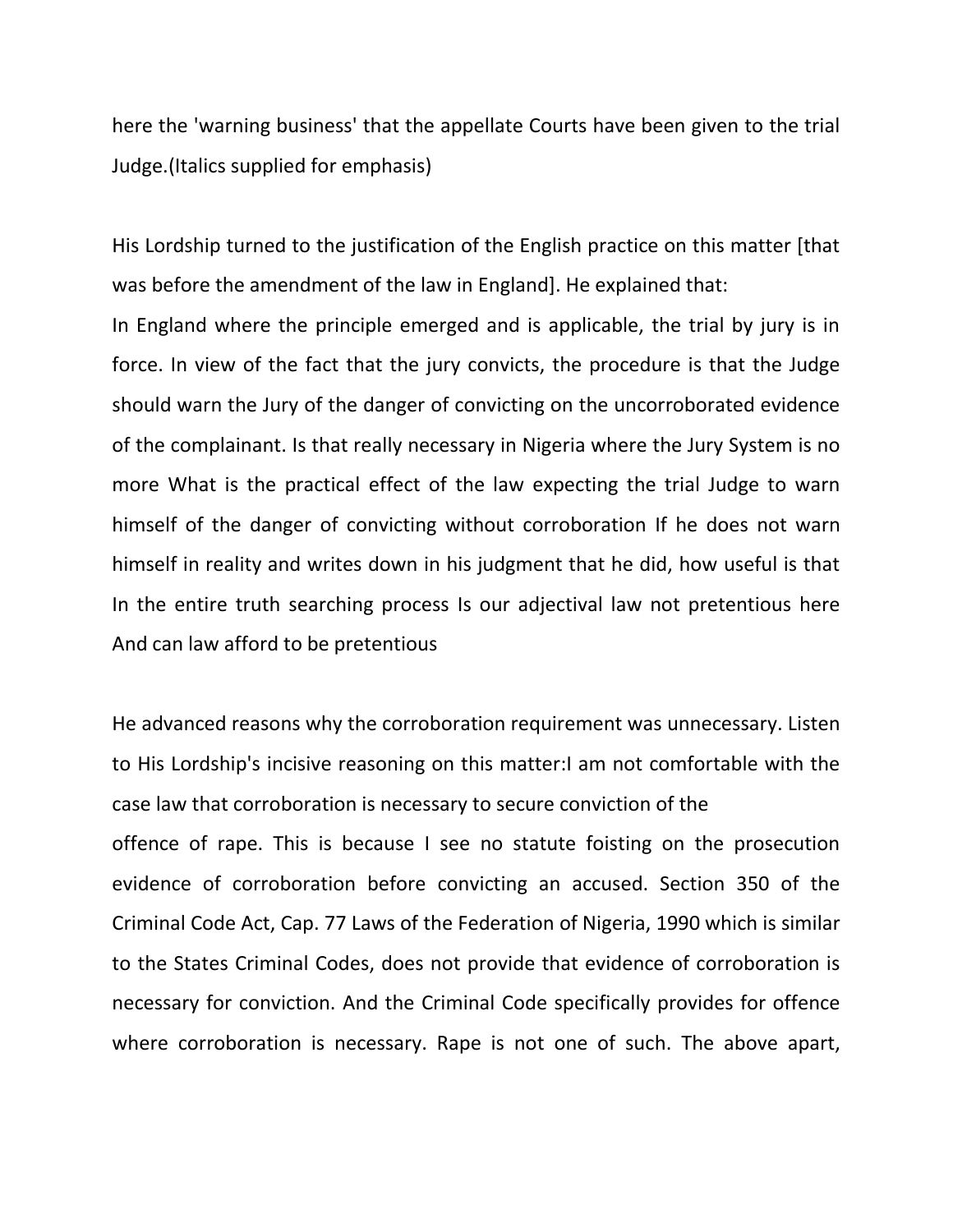here the 'warning business' that the appellate Courts have been given to the trial Judge.(Italics supplied for emphasis)

His Lordship turned to the justification of the English practice on this matter [that was before the amendment of the law in England]. He explained that:

In England where the principle emerged and is applicable, the trial by jury is in force. In view of the fact that the jury convicts, the procedure is that the Judge should warn the Jury of the danger of convicting on the uncorroborated evidence of the complainant. Is that really necessary in Nigeria where the Jury System is no more What is the practical effect of the law expecting the trial Judge to warn himself of the danger of convicting without corroboration If he does not warn himself in reality and writes down in his judgment that he did, how useful is that In the entire truth searching process Is our adjectival law not pretentious here And can law afford to be pretentious

He advanced reasons why the corroboration requirement was unnecessary. Listen to His Lordship's incisive reasoning on this matter:I am not comfortable with the case law that corroboration is necessary to secure conviction of the offence of rape. This is because I see no statute foisting on the prosecution evidence of corroboration before convicting an accused. Section 350 of the Criminal Code Act, Cap. 77 Laws of the Federation of Nigeria, 1990 which is similar to the States Criminal Codes, does not provide that evidence of corroboration is necessary for conviction. And the Criminal Code specifically provides for offence where corroboration is necessary. Rape is not one of such. The above apart,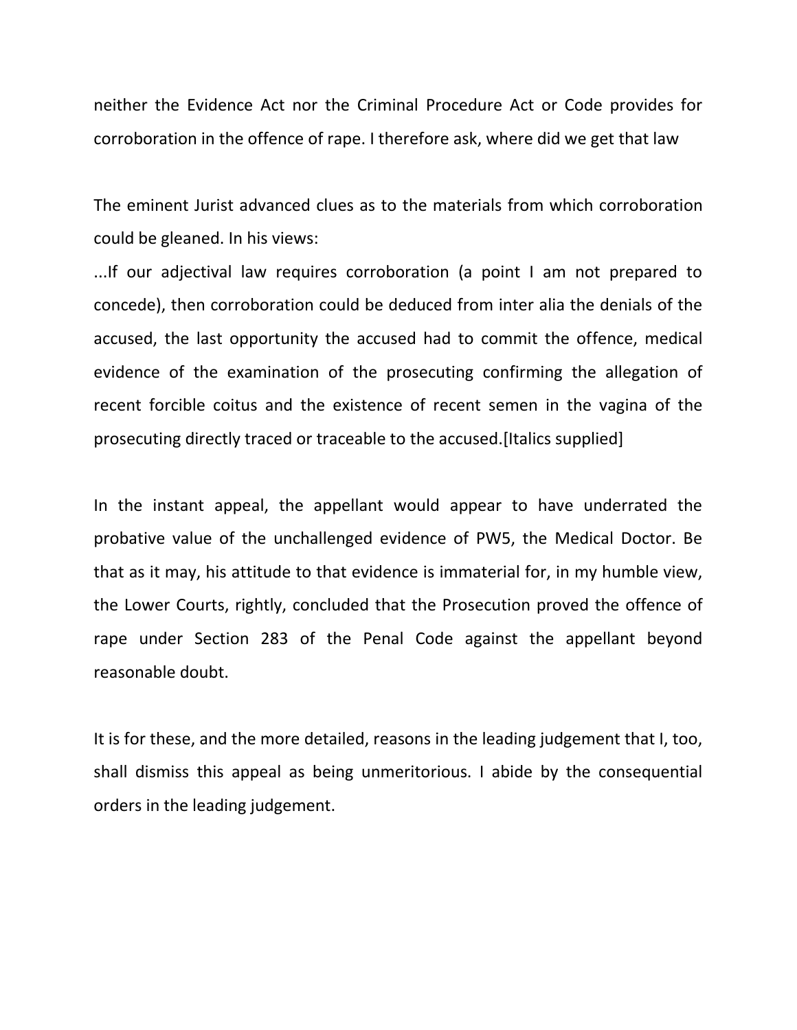neither the Evidence Act nor the Criminal Procedure Act or Code provides for corroboration in the offence of rape. I therefore ask, where did we get that law

The eminent Jurist advanced clues as to the materials from which corroboration could be gleaned. In his views:

...If our adjectival law requires corroboration (a point I am not prepared to concede), then corroboration could be deduced from inter alia the denials of the accused, the last opportunity the accused had to commit the offence, medical evidence of the examination of the prosecuting confirming the allegation of recent forcible coitus and the existence of recent semen in the vagina of the prosecuting directly traced or traceable to the accused.[Italics supplied]

In the instant appeal, the appellant would appear to have underrated the probative value of the unchallenged evidence of PW5, the Medical Doctor. Be that as it may, his attitude to that evidence is immaterial for, in my humble view, the Lower Courts, rightly, concluded that the Prosecution proved the offence of rape under Section 283 of the Penal Code against the appellant beyond reasonable doubt.

It is for these, and the more detailed, reasons in the leading judgement that I, too, shall dismiss this appeal as being unmeritorious. I abide by the consequential orders in the leading judgement.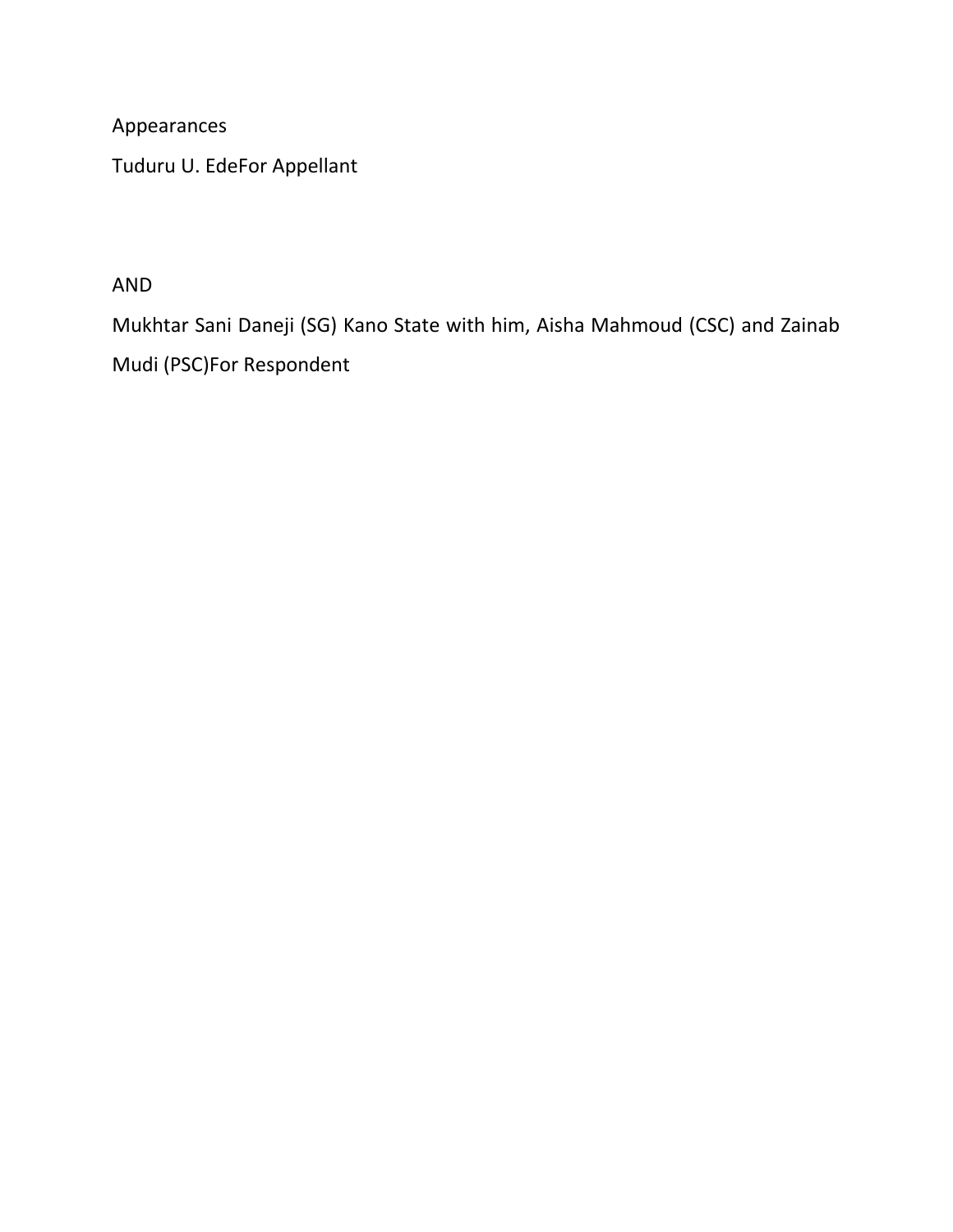Appearances

Tuduru U. EdeFor Appellant

AND

Mukhtar Sani Daneji (SG) Kano State with him, Aisha Mahmoud (CSC) and Zainab Mudi (PSC)For Respondent